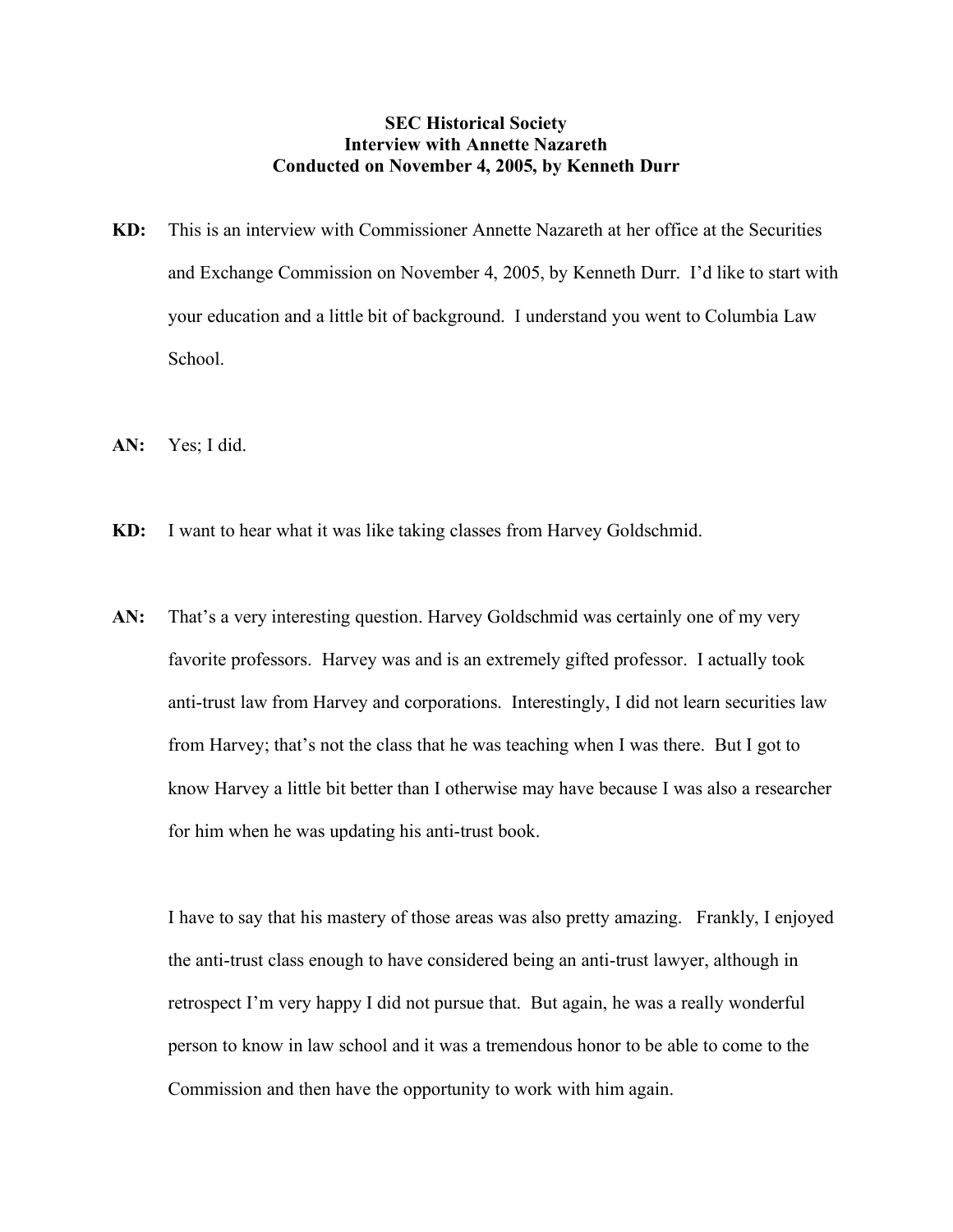**SEC Historical Society**
**Interview with Annette Nazareth**
**Conducted on November 4, 2005, by Kenneth Durr**

**KD:** This is an interview with Commissioner Annette Nazareth at her office at the Securities and Exchange Commission on November 4, 2005, by Kenneth Durr. I'd like to start with your education and a little bit of background. I understand you went to Columbia Law School.

**AN:** Yes; I did.

**KD:** I want to hear what it was like taking classes from Harvey Goldschmid.

**AN:** That's a very interesting question. Harvey Goldschmid was certainly one of my very favorite professors. Harvey was and is an extremely gifted professor. I actually took anti-trust law from Harvey and corporations. Interestingly, I did not learn securities law from Harvey; that's not the class that he was teaching when I was there. But I got to know Harvey a little bit better than I otherwise may have because I was also a researcher for him when he was updating his anti-trust book.

I have to say that his mastery of those areas was also pretty amazing. Frankly, I enjoyed the anti-trust class enough to have considered being an anti-trust lawyer, although in retrospect I'm very happy I did not pursue that. But again, he was a really wonderful person to know in law school and it was a tremendous honor to be able to come to the Commission and then have the opportunity to work with him again.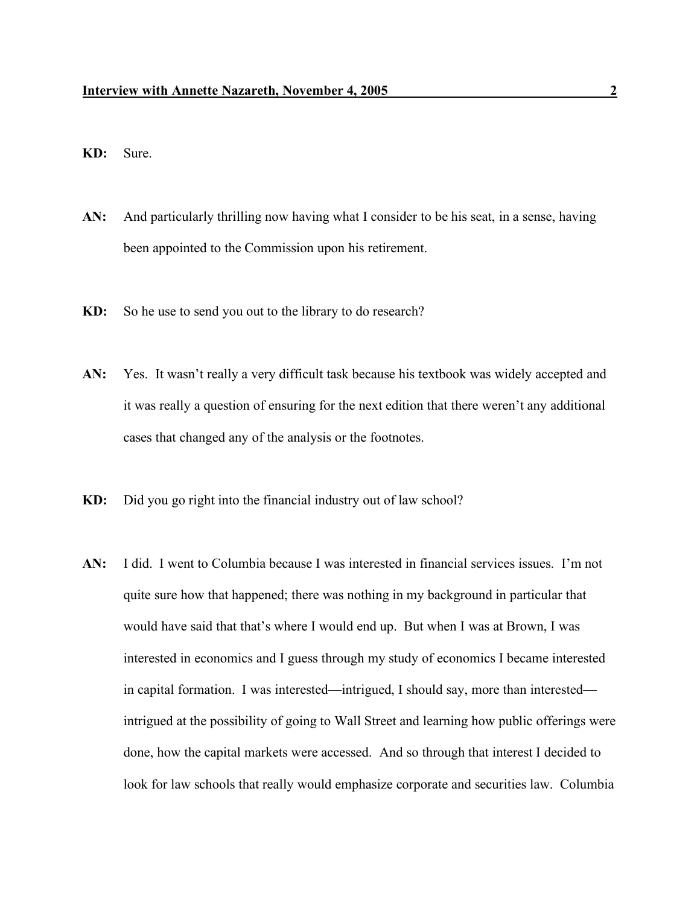**KD:** Sure.

**AN:** And particularly thrilling now having what I consider to be his seat, in a sense, having been appointed to the Commission upon his retirement.

**KD:** So he use to send you out to the library to do research?

**AN:** Yes. It wasn't really a very difficult task because his textbook was widely accepted and it was really a question of ensuring for the next edition that there weren't any additional cases that changed any of the analysis or the footnotes.

**KD:** Did you go right into the financial industry out of law school?

**AN:** I did. I went to Columbia because I was interested in financial services issues. I'm not quite sure how that happened; there was nothing in my background in particular that would have said that that's where I would end up. But when I was at Brown, I was interested in economics and I guess through my study of economics I became interested in capital formation. I was interested—intrigued, I should say, more than interested—intrigued at the possibility of going to Wall Street and learning how public offerings were done, how the capital markets were accessed. And so through that interest I decided to look for law schools that really would emphasize corporate and securities law. Columbia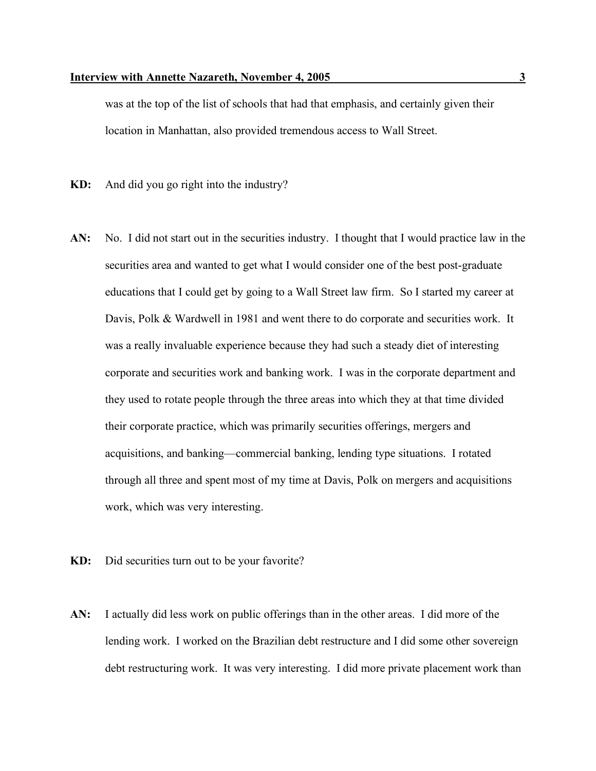was at the top of the list of schools that had that emphasis, and certainly given their location in Manhattan, also provided tremendous access to Wall Street.

**KD:** And did you go right into the industry?

**AN:** No. I did not start out in the securities industry. I thought that I would practice law in the securities area and wanted to get what I would consider one of the best post-graduate educations that I could get by going to a Wall Street law firm. So I started my career at Davis, Polk & Wardwell in 1981 and went there to do corporate and securities work. It was a really invaluable experience because they had such a steady diet of interesting corporate and securities work and banking work. I was in the corporate department and they used to rotate people through the three areas into which they at that time divided their corporate practice, which was primarily securities offerings, mergers and acquisitions, and banking—commercial banking, lending type situations. I rotated through all three and spent most of my time at Davis, Polk on mergers and acquisitions work, which was very interesting.

**KD:** Did securities turn out to be your favorite?

**AN:** I actually did less work on public offerings than in the other areas. I did more of the lending work. I worked on the Brazilian debt restructure and I did some other sovereign debt restructuring work. It was very interesting. I did more private placement work than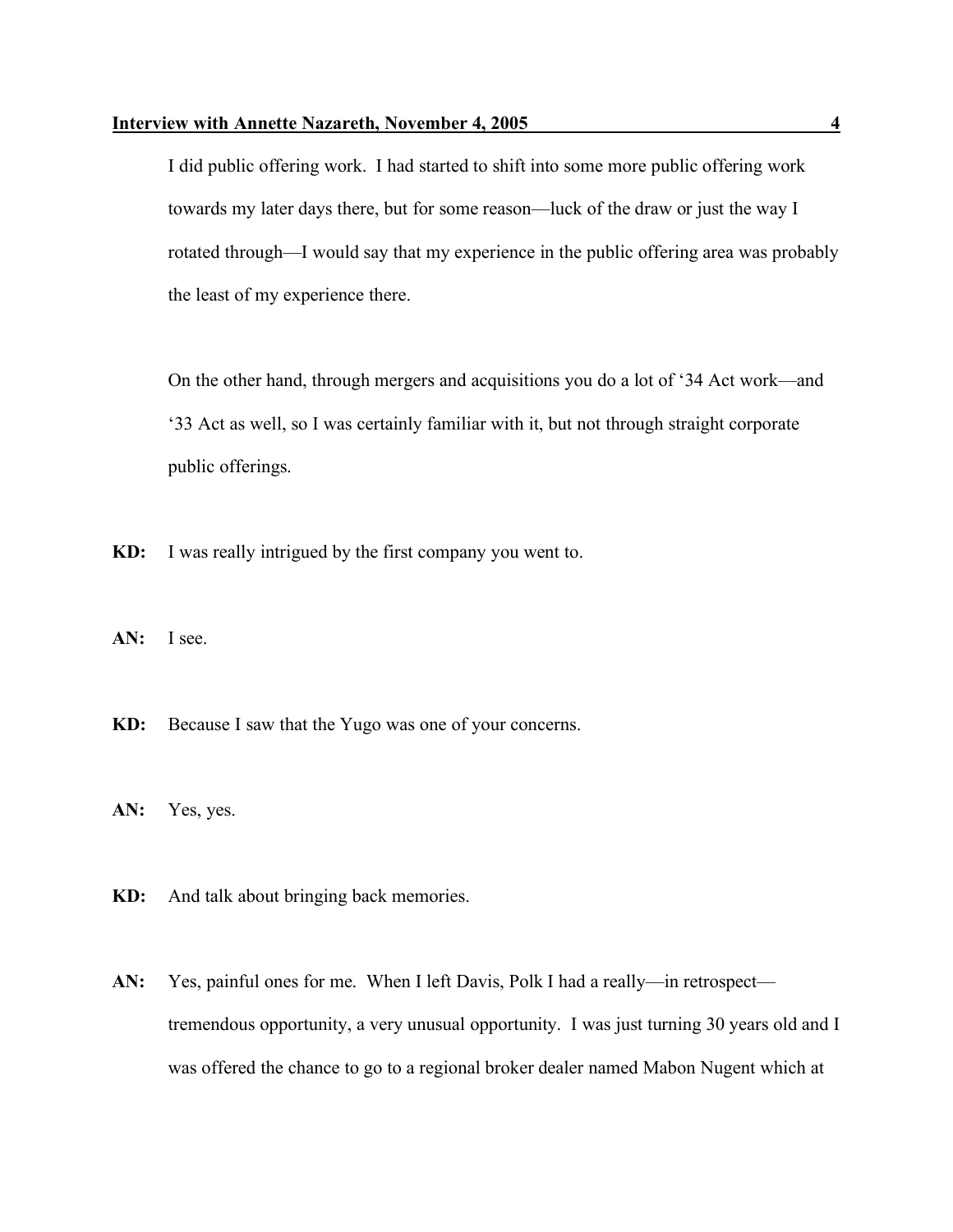I did public offering work. I had started to shift into some more public offering work towards my later days there, but for some reason—luck of the draw or just the way I rotated through—I would say that my experience in the public offering area was probably the least of my experience there.

On the other hand, through mergers and acquisitions you do a lot of '34 Act work—and '33 Act as well, so I was certainly familiar with it, but not through straight corporate public offerings.

**KD:** I was really intrigued by the first company you went to.

**AN:** I see.

**KD:** Because I saw that the Yugo was one of your concerns.

**AN:** Yes, yes.

**KD:** And talk about bringing back memories.

**AN:** Yes, painful ones for me. When I left Davis, Polk I had a really—in retrospect—tremendous opportunity, a very unusual opportunity. I was just turning 30 years old and I was offered the chance to go to a regional broker dealer named Mabon Nugent which at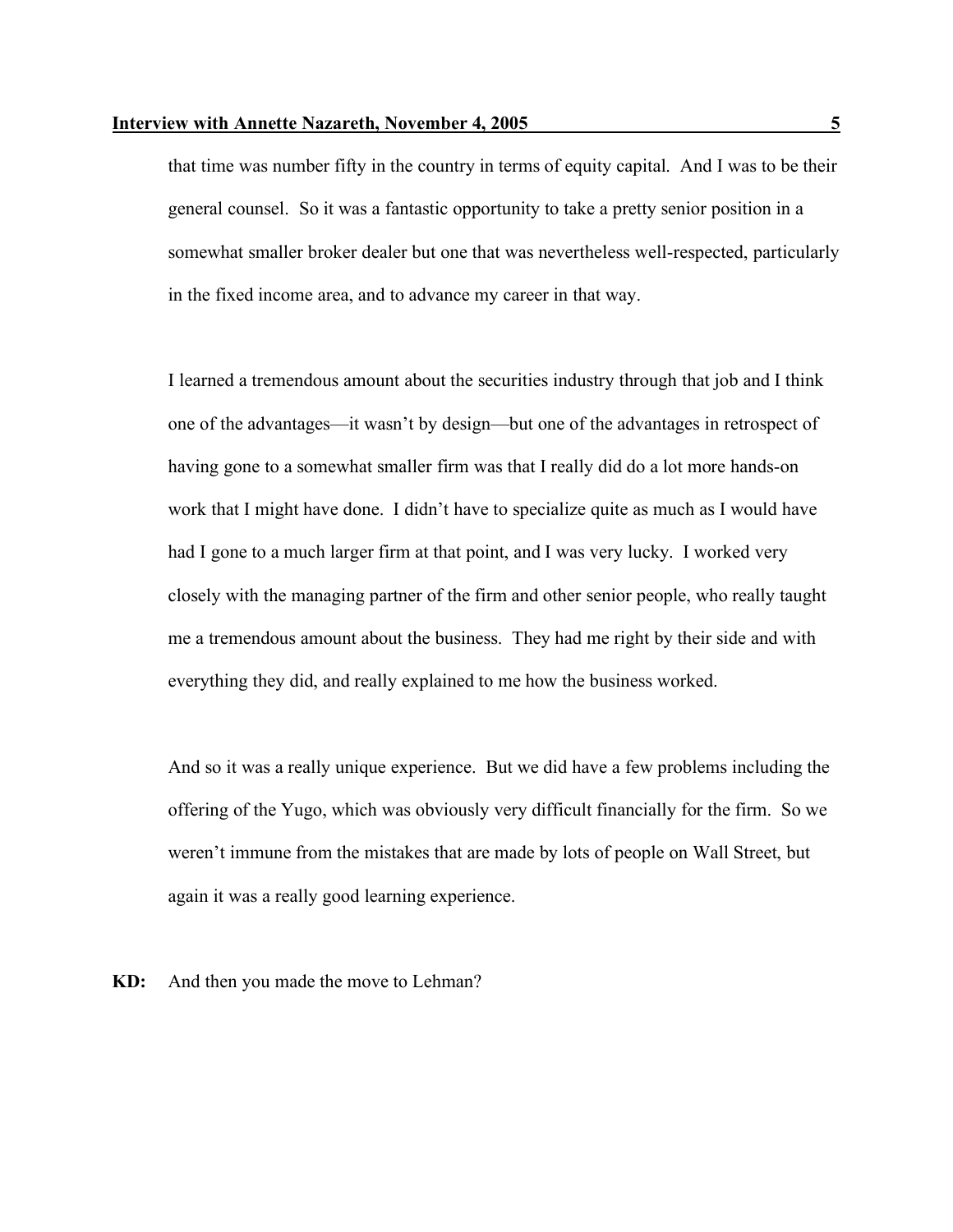that time was number fifty in the country in terms of equity capital. And I was to be their general counsel. So it was a fantastic opportunity to take a pretty senior position in a somewhat smaller broker dealer but one that was nevertheless well-respected, particularly in the fixed income area, and to advance my career in that way.

I learned a tremendous amount about the securities industry through that job and I think one of the advantages—it wasn't by design—but one of the advantages in retrospect of having gone to a somewhat smaller firm was that I really did do a lot more hands-on work that I might have done. I didn't have to specialize quite as much as I would have had I gone to a much larger firm at that point, and I was very lucky. I worked very closely with the managing partner of the firm and other senior people, who really taught me a tremendous amount about the business. They had me right by their side and with everything they did, and really explained to me how the business worked.

And so it was a really unique experience. But we did have a few problems including the offering of the Yugo, which was obviously very difficult financially for the firm. So we weren't immune from the mistakes that are made by lots of people on Wall Street, but again it was a really good learning experience.

**KD:** And then you made the move to Lehman?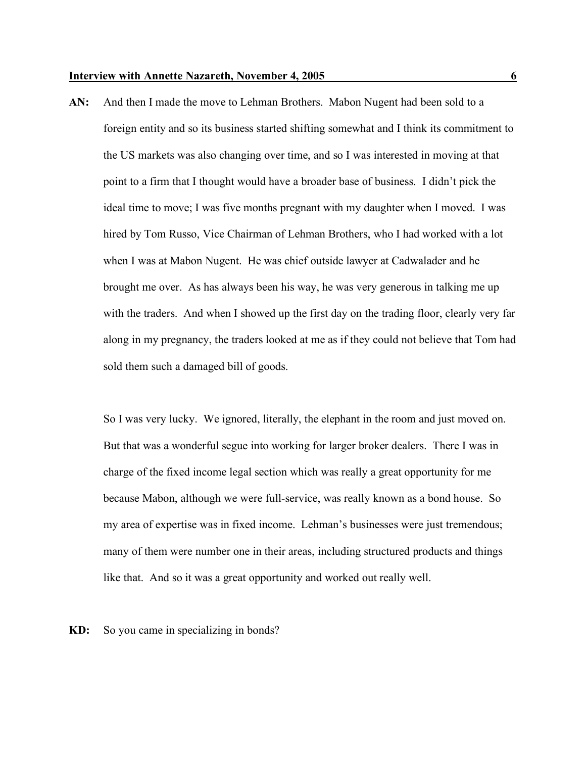**AN:** And then I made the move to Lehman Brothers. Mabon Nugent had been sold to a foreign entity and so its business started shifting somewhat and I think its commitment to the US markets was also changing over time, and so I was interested in moving at that point to a firm that I thought would have a broader base of business. I didn't pick the ideal time to move; I was five months pregnant with my daughter when I moved. I was hired by Tom Russo, Vice Chairman of Lehman Brothers, who I had worked with a lot when I was at Mabon Nugent. He was chief outside lawyer at Cadwalader and he brought me over. As has always been his way, he was very generous in talking me up with the traders. And when I showed up the first day on the trading floor, clearly very far along in my pregnancy, the traders looked at me as if they could not believe that Tom had sold them such a damaged bill of goods.

So I was very lucky. We ignored, literally, the elephant in the room and just moved on. But that was a wonderful segue into working for larger broker dealers. There I was in charge of the fixed income legal section which was really a great opportunity for me because Mabon, although we were full-service, was really known as a bond house. So my area of expertise was in fixed income. Lehman's businesses were just tremendous; many of them were number one in their areas, including structured products and things like that. And so it was a great opportunity and worked out really well.

**KD:** So you came in specializing in bonds?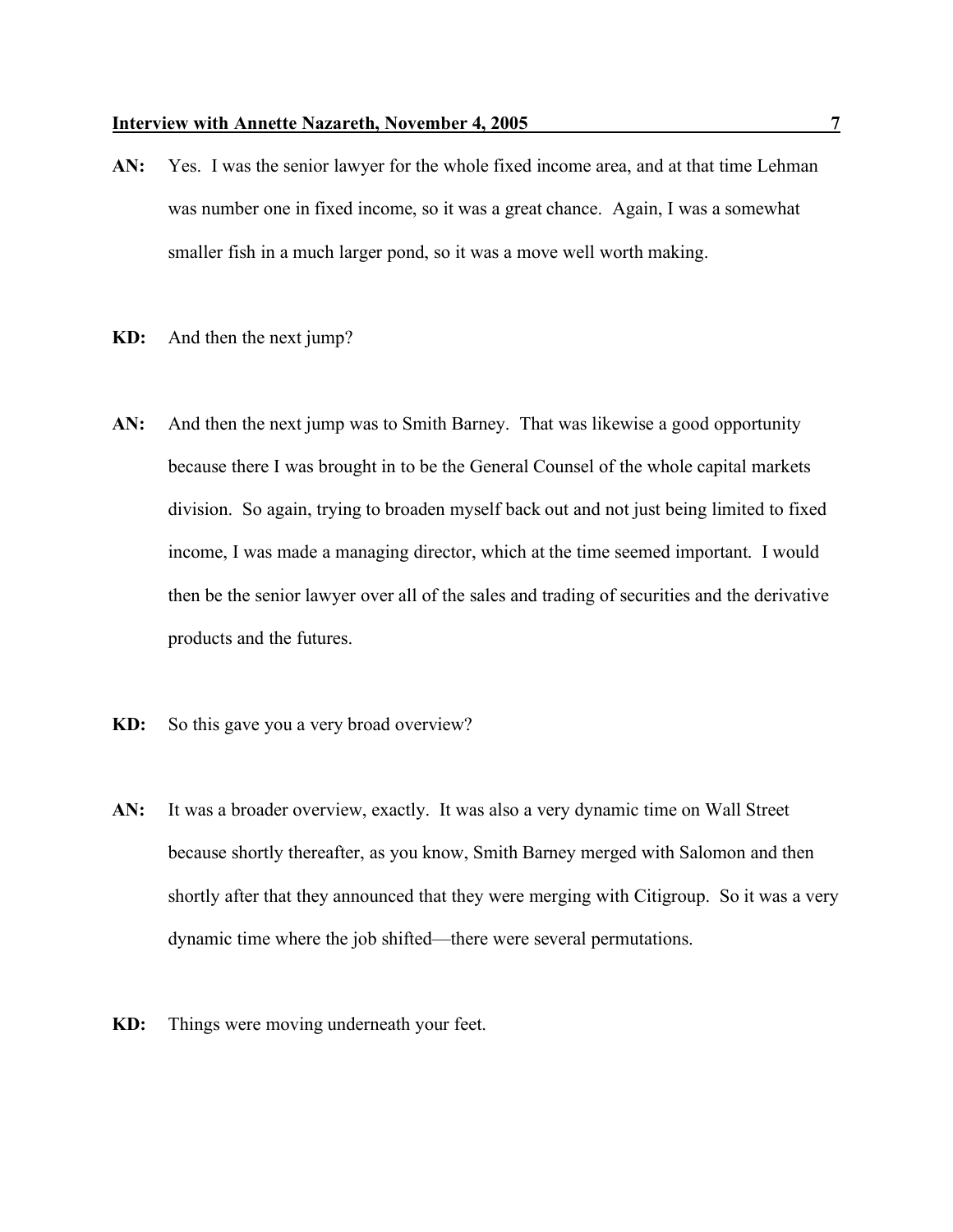**AN:** Yes. I was the senior lawyer for the whole fixed income area, and at that time Lehman was number one in fixed income, so it was a great chance. Again, I was a somewhat smaller fish in a much larger pond, so it was a move well worth making.

**KD:** And then the next jump?

**AN:** And then the next jump was to Smith Barney. That was likewise a good opportunity because there I was brought in to be the General Counsel of the whole capital markets division. So again, trying to broaden myself back out and not just being limited to fixed income, I was made a managing director, which at the time seemed important. I would then be the senior lawyer over all of the sales and trading of securities and the derivative products and the futures.

**KD:** So this gave you a very broad overview?

**AN:** It was a broader overview, exactly. It was also a very dynamic time on Wall Street because shortly thereafter, as you know, Smith Barney merged with Salomon and then shortly after that they announced that they were merging with Citigroup. So it was a very dynamic time where the job shifted—there were several permutations.

**KD:** Things were moving underneath your feet.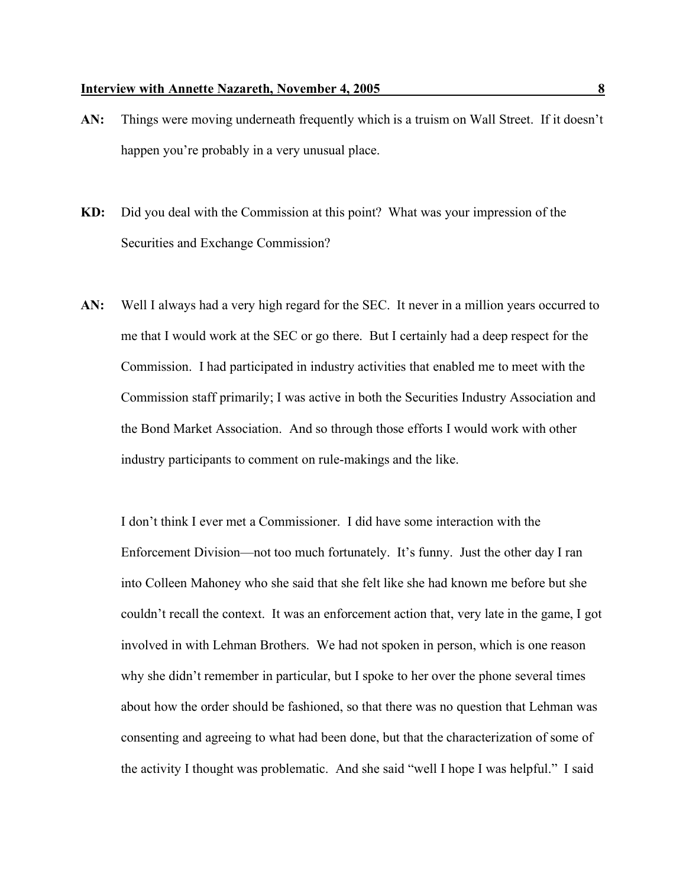**AN:** Things were moving underneath frequently which is a truism on Wall Street. If it doesn't happen you're probably in a very unusual place.

**KD:** Did you deal with the Commission at this point? What was your impression of the Securities and Exchange Commission?

**AN:** Well I always had a very high regard for the SEC. It never in a million years occurred to me that I would work at the SEC or go there. But I certainly had a deep respect for the Commission. I had participated in industry activities that enabled me to meet with the Commission staff primarily; I was active in both the Securities Industry Association and the Bond Market Association. And so through those efforts I would work with other industry participants to comment on rule-makings and the like.

I don't think I ever met a Commissioner. I did have some interaction with the Enforcement Division—not too much fortunately. It's funny. Just the other day I ran into Colleen Mahoney who she said that she felt like she had known me before but she couldn't recall the context. It was an enforcement action that, very late in the game, I got involved in with Lehman Brothers. We had not spoken in person, which is one reason why she didn't remember in particular, but I spoke to her over the phone several times about how the order should be fashioned, so that there was no question that Lehman was consenting and agreeing to what had been done, but that the characterization of some of the activity I thought was problematic. And she said "well I hope I was helpful." I said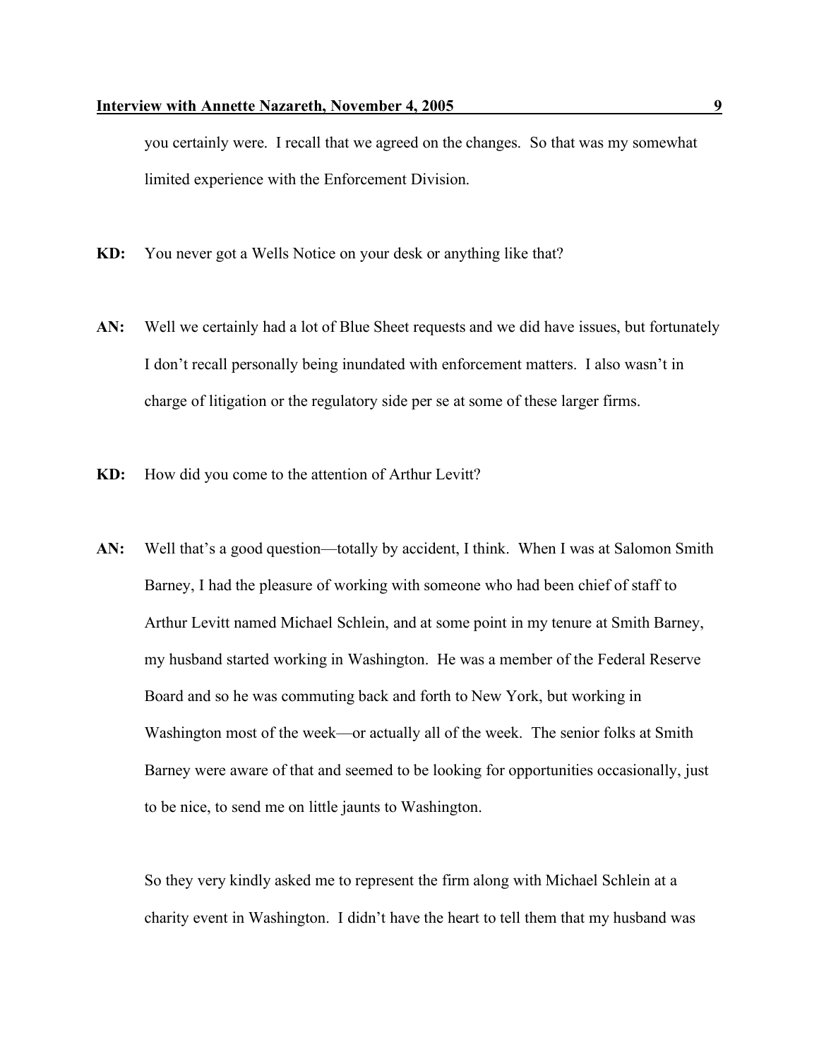you certainly were. I recall that we agreed on the changes. So that was my somewhat limited experience with the Enforcement Division.

**KD:** You never got a Wells Notice on your desk or anything like that?

**AN:** Well we certainly had a lot of Blue Sheet requests and we did have issues, but fortunately I don't recall personally being inundated with enforcement matters. I also wasn't in charge of litigation or the regulatory side per se at some of these larger firms.

**KD:** How did you come to the attention of Arthur Levitt?

**AN:** Well that's a good question—totally by accident, I think. When I was at Salomon Smith Barney, I had the pleasure of working with someone who had been chief of staff to Arthur Levitt named Michael Schlein, and at some point in my tenure at Smith Barney, my husband started working in Washington. He was a member of the Federal Reserve Board and so he was commuting back and forth to New York, but working in Washington most of the week—or actually all of the week. The senior folks at Smith Barney were aware of that and seemed to be looking for opportunities occasionally, just to be nice, to send me on little jaunts to Washington.

So they very kindly asked me to represent the firm along with Michael Schlein at a charity event in Washington. I didn't have the heart to tell them that my husband was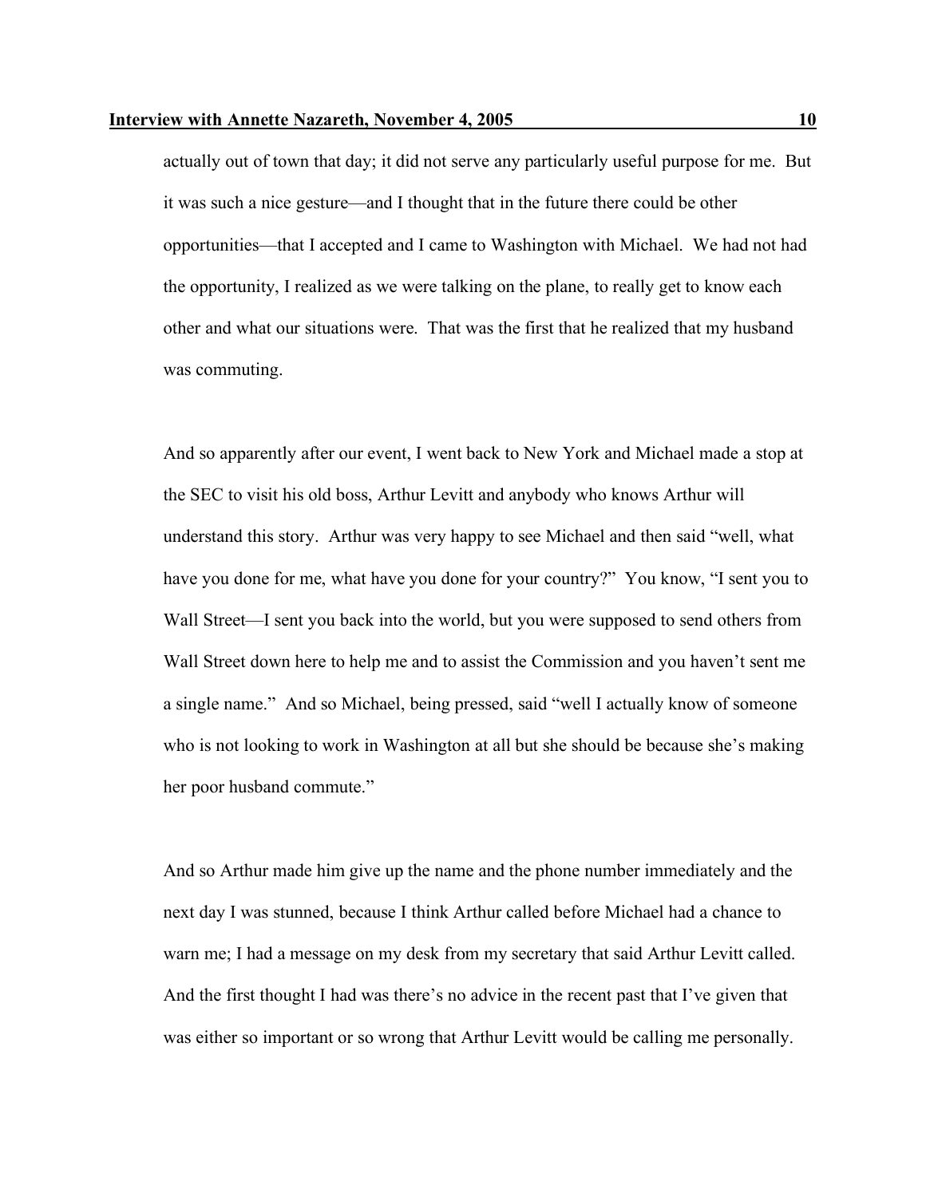actually out of town that day; it did not serve any particularly useful purpose for me. But it was such a nice gesture—and I thought that in the future there could be other opportunities—that I accepted and I came to Washington with Michael. We had not had the opportunity, I realized as we were talking on the plane, to really get to know each other and what our situations were. That was the first that he realized that my husband was commuting.

And so apparently after our event, I went back to New York and Michael made a stop at the SEC to visit his old boss, Arthur Levitt and anybody who knows Arthur will understand this story. Arthur was very happy to see Michael and then said "well, what have you done for me, what have you done for your country?" You know, "I sent you to Wall Street—I sent you back into the world, but you were supposed to send others from Wall Street down here to help me and to assist the Commission and you haven't sent me a single name." And so Michael, being pressed, said "well I actually know of someone who is not looking to work in Washington at all but she should be because she's making her poor husband commute."

And so Arthur made him give up the name and the phone number immediately and the next day I was stunned, because I think Arthur called before Michael had a chance to warn me; I had a message on my desk from my secretary that said Arthur Levitt called. And the first thought I had was there's no advice in the recent past that I've given that was either so important or so wrong that Arthur Levitt would be calling me personally.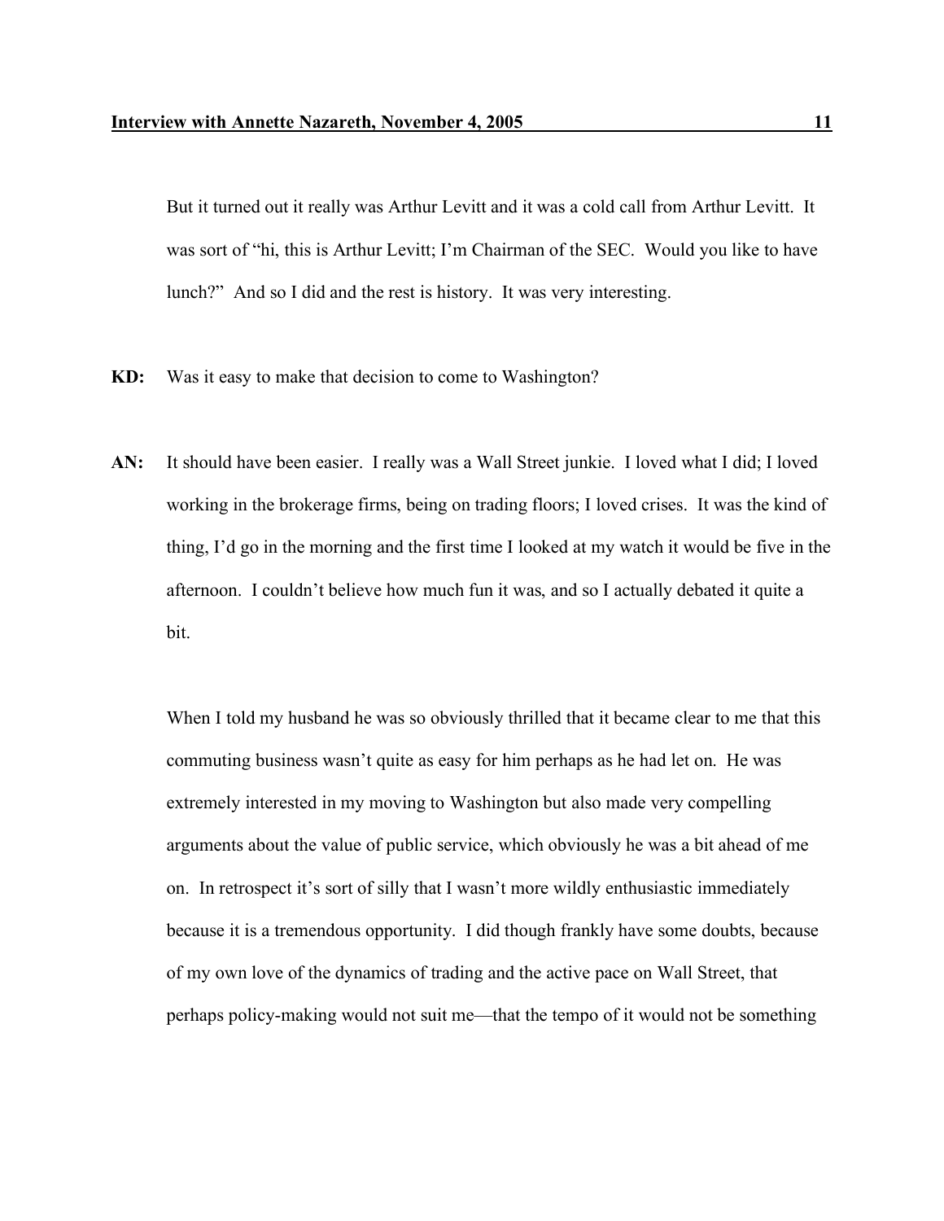But it turned out it really was Arthur Levitt and it was a cold call from Arthur Levitt. It was sort of "hi, this is Arthur Levitt; I'm Chairman of the SEC. Would you like to have lunch?" And so I did and the rest is history. It was very interesting.

**KD:** Was it easy to make that decision to come to Washington?

**AN:** It should have been easier. I really was a Wall Street junkie. I loved what I did; I loved working in the brokerage firms, being on trading floors; I loved crises. It was the kind of thing, I'd go in the morning and the first time I looked at my watch it would be five in the afternoon. I couldn't believe how much fun it was, and so I actually debated it quite a bit.

When I told my husband he was so obviously thrilled that it became clear to me that this commuting business wasn't quite as easy for him perhaps as he had let on. He was extremely interested in my moving to Washington but also made very compelling arguments about the value of public service, which obviously he was a bit ahead of me on. In retrospect it's sort of silly that I wasn't more wildly enthusiastic immediately because it is a tremendous opportunity. I did though frankly have some doubts, because of my own love of the dynamics of trading and the active pace on Wall Street, that perhaps policy-making would not suit me—that the tempo of it would not be something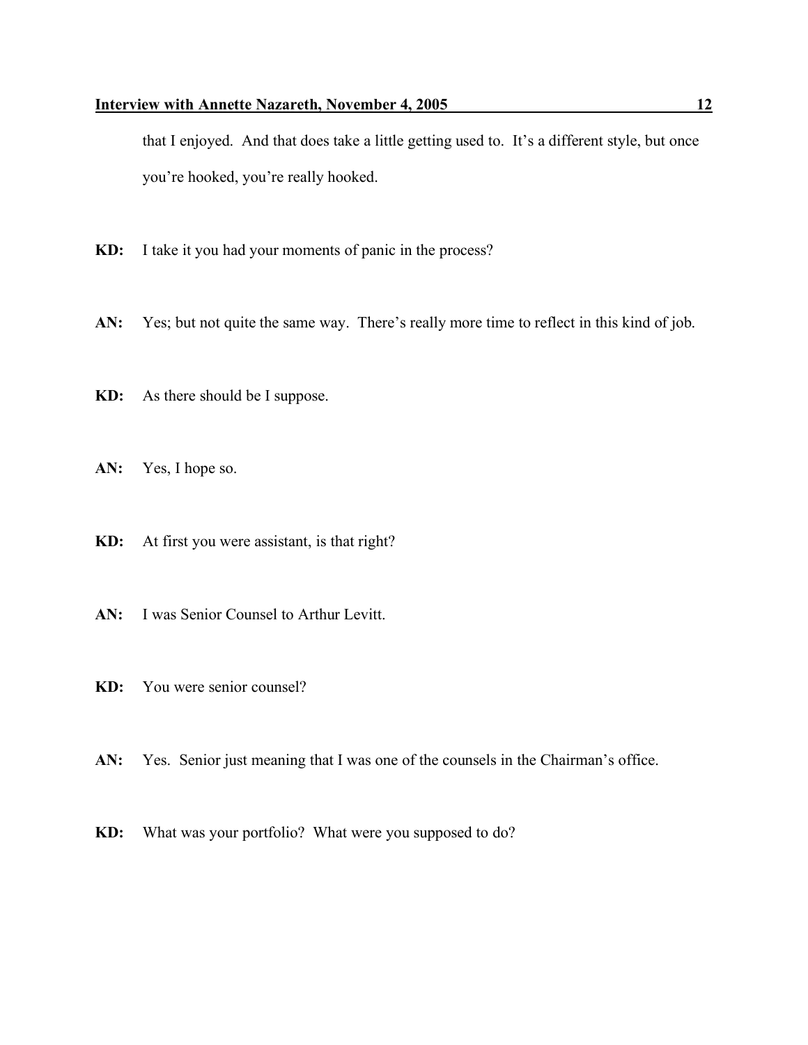that I enjoyed. And that does take a little getting used to. It's a different style, but once you're hooked, you're really hooked.

**KD:** I take it you had your moments of panic in the process?

**AN:** Yes; but not quite the same way. There's really more time to reflect in this kind of job.

**KD:** As there should be I suppose.

**AN:** Yes, I hope so.

**KD:** At first you were assistant, is that right?

**AN:** I was Senior Counsel to Arthur Levitt.

**KD:** You were senior counsel?

**AN:** Yes. Senior just meaning that I was one of the counsels in the Chairman's office.

**KD:** What was your portfolio? What were you supposed to do?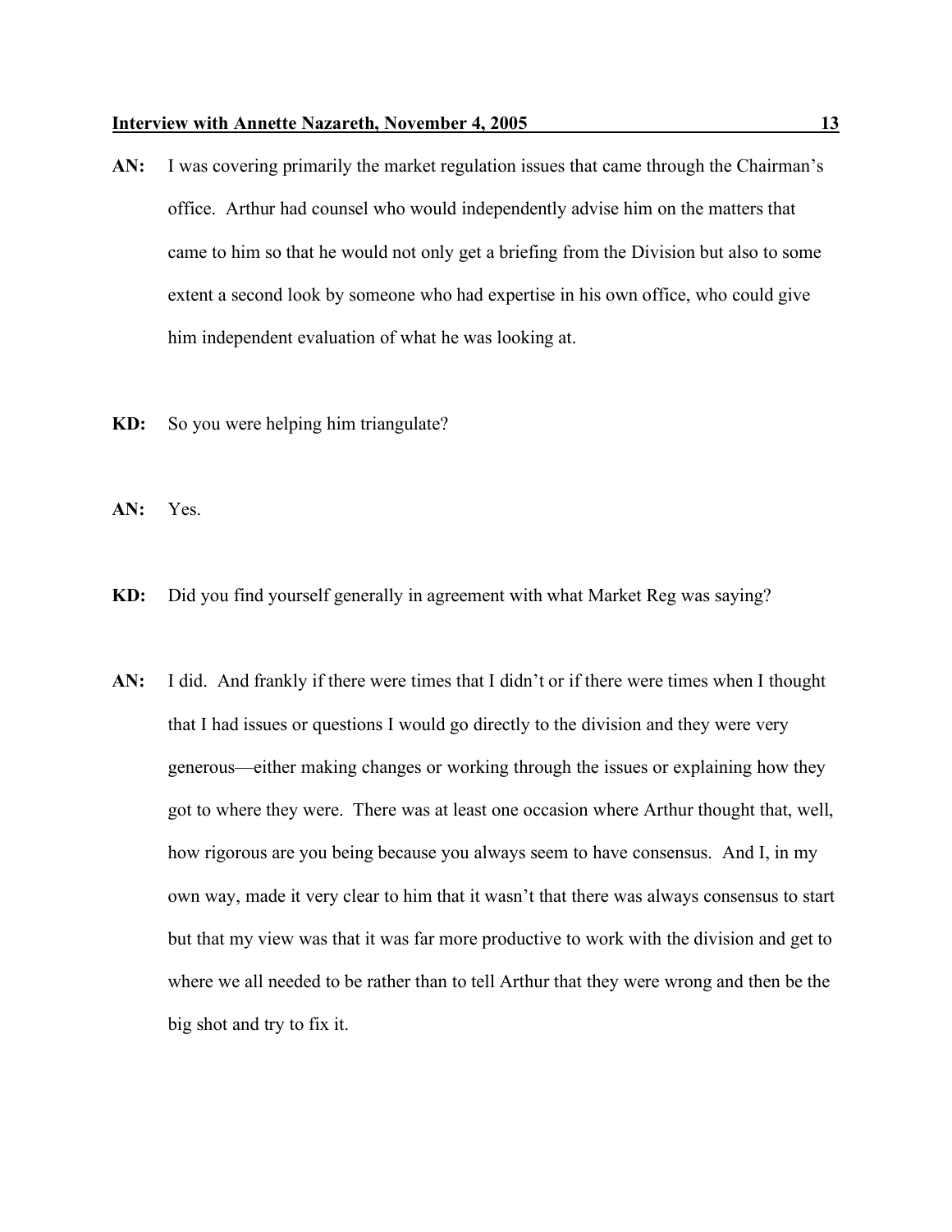**AN:** I was covering primarily the market regulation issues that came through the Chairman's office. Arthur had counsel who would independently advise him on the matters that came to him so that he would not only get a briefing from the Division but also to some extent a second look by someone who had expertise in his own office, who could give him independent evaluation of what he was looking at.

**KD:** So you were helping him triangulate?

**AN:** Yes.

**KD:** Did you find yourself generally in agreement with what Market Reg was saying?

**AN:** I did. And frankly if there were times that I didn't or if there were times when I thought that I had issues or questions I would go directly to the division and they were very generous—either making changes or working through the issues or explaining how they got to where they were. There was at least one occasion where Arthur thought that, well, how rigorous are you being because you always seem to have consensus. And I, in my own way, made it very clear to him that it wasn't that there was always consensus to start but that my view was that it was far more productive to work with the division and get to where we all needed to be rather than to tell Arthur that they were wrong and then be the big shot and try to fix it.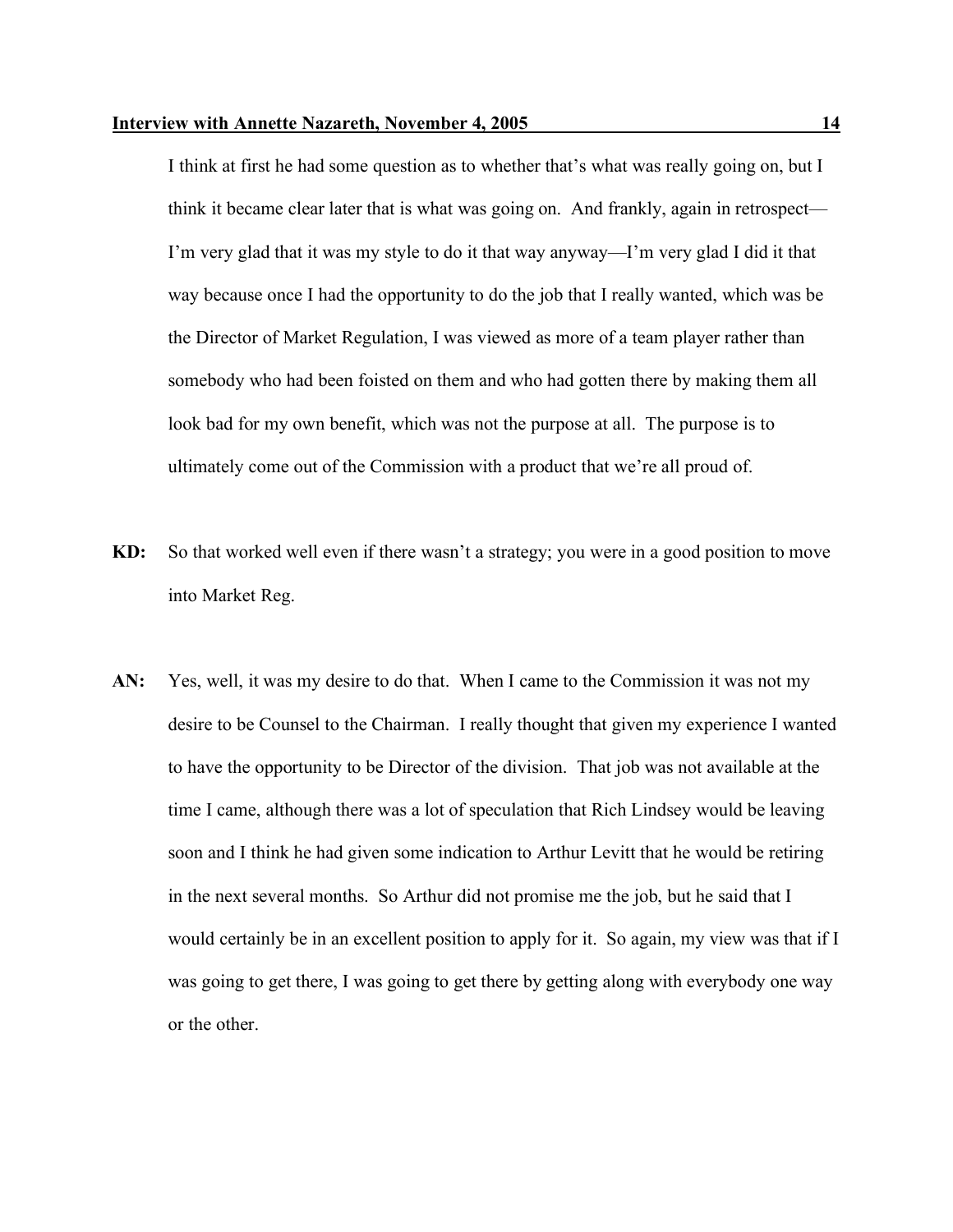I think at first he had some question as to whether that's what was really going on, but I think it became clear later that is what was going on. And frankly, again in retrospect—I'm very glad that it was my style to do it that way anyway—I'm very glad I did it that way because once I had the opportunity to do the job that I really wanted, which was be the Director of Market Regulation, I was viewed as more of a team player rather than somebody who had been foisted on them and who had gotten there by making them all look bad for my own benefit, which was not the purpose at all. The purpose is to ultimately come out of the Commission with a product that we're all proud of.

**KD:** So that worked well even if there wasn't a strategy; you were in a good position to move into Market Reg.

**AN:** Yes, well, it was my desire to do that. When I came to the Commission it was not my desire to be Counsel to the Chairman. I really thought that given my experience I wanted to have the opportunity to be Director of the division. That job was not available at the time I came, although there was a lot of speculation that Rich Lindsey would be leaving soon and I think he had given some indication to Arthur Levitt that he would be retiring in the next several months. So Arthur did not promise me the job, but he said that I would certainly be in an excellent position to apply for it. So again, my view was that if I was going to get there, I was going to get there by getting along with everybody one way or the other.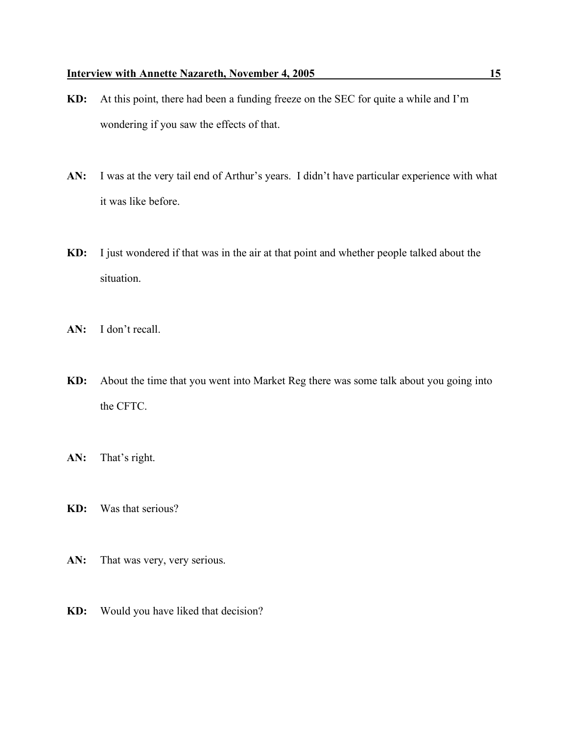**KD:** At this point, there had been a funding freeze on the SEC for quite a while and I'm wondering if you saw the effects of that.

**AN:** I was at the very tail end of Arthur's years. I didn't have particular experience with what it was like before.

**KD:** I just wondered if that was in the air at that point and whether people talked about the situation.

**AN:** I don't recall.

**KD:** About the time that you went into Market Reg there was some talk about you going into the CFTC.

**AN:** That's right.

**KD:** Was that serious?

**AN:** That was very, very serious.

**KD:** Would you have liked that decision?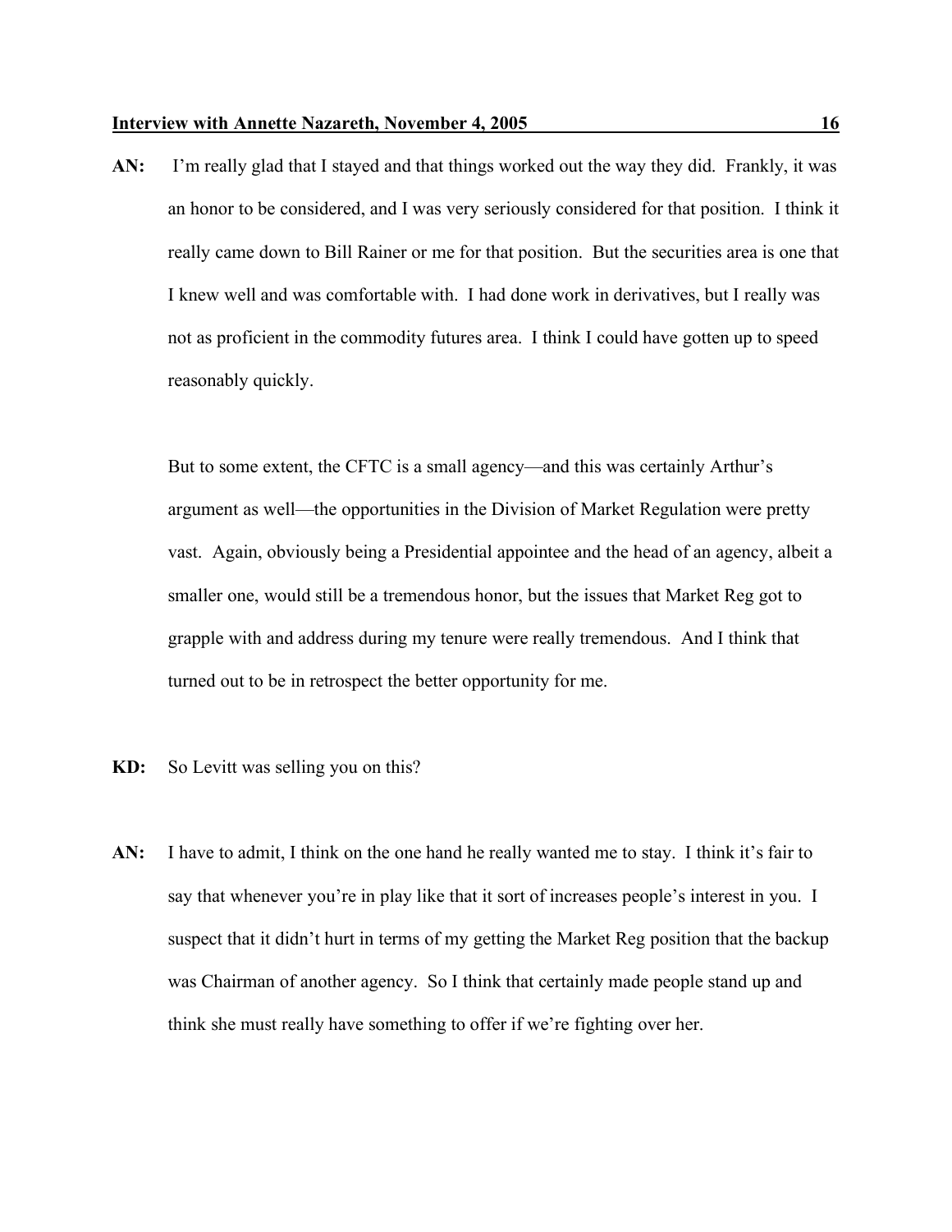**AN:** I'm really glad that I stayed and that things worked out the way they did. Frankly, it was an honor to be considered, and I was very seriously considered for that position. I think it really came down to Bill Rainer or me for that position. But the securities area is one that I knew well and was comfortable with. I had done work in derivatives, but I really was not as proficient in the commodity futures area. I think I could have gotten up to speed reasonably quickly.

But to some extent, the CFTC is a small agency—and this was certainly Arthur's argument as well—the opportunities in the Division of Market Regulation were pretty vast. Again, obviously being a Presidential appointee and the head of an agency, albeit a smaller one, would still be a tremendous honor, but the issues that Market Reg got to grapple with and address during my tenure were really tremendous. And I think that turned out to be in retrospect the better opportunity for me.

**KD:** So Levitt was selling you on this?

**AN:** I have to admit, I think on the one hand he really wanted me to stay. I think it's fair to say that whenever you're in play like that it sort of increases people's interest in you. I suspect that it didn't hurt in terms of my getting the Market Reg position that the backup was Chairman of another agency. So I think that certainly made people stand up and think she must really have something to offer if we're fighting over her.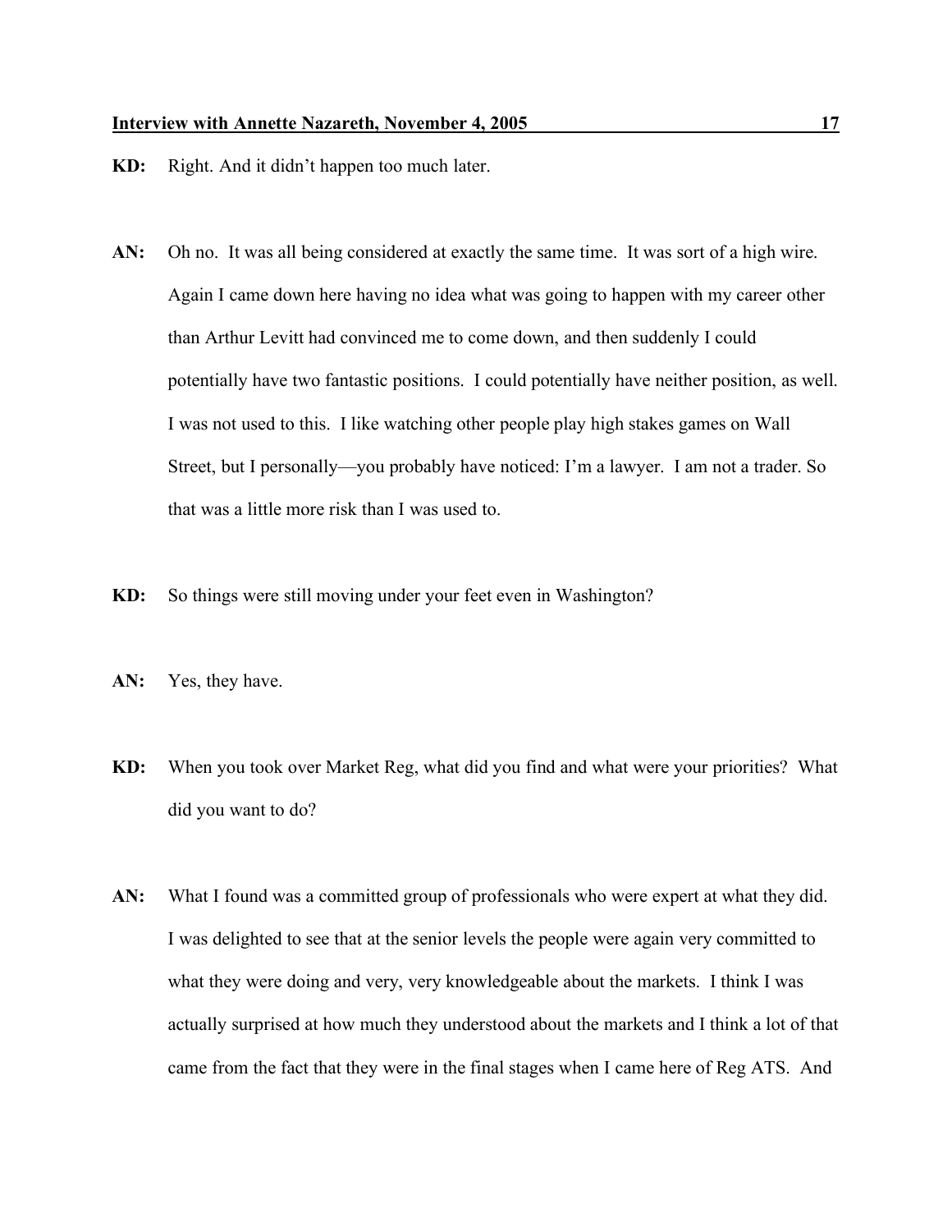**KD:** Right. And it didn't happen too much later.

**AN:** Oh no. It was all being considered at exactly the same time. It was sort of a high wire. Again I came down here having no idea what was going to happen with my career other than Arthur Levitt had convinced me to come down, and then suddenly I could potentially have two fantastic positions. I could potentially have neither position, as well. I was not used to this. I like watching other people play high stakes games on Wall Street, but I personally—you probably have noticed: I'm a lawyer. I am not a trader. So that was a little more risk than I was used to.

**KD:** So things were still moving under your feet even in Washington?

**AN:** Yes, they have.

**KD:** When you took over Market Reg, what did you find and what were your priorities? What did you want to do?

**AN:** What I found was a committed group of professionals who were expert at what they did. I was delighted to see that at the senior levels the people were again very committed to what they were doing and very, very knowledgeable about the markets. I think I was actually surprised at how much they understood about the markets and I think a lot of that came from the fact that they were in the final stages when I came here of Reg ATS. And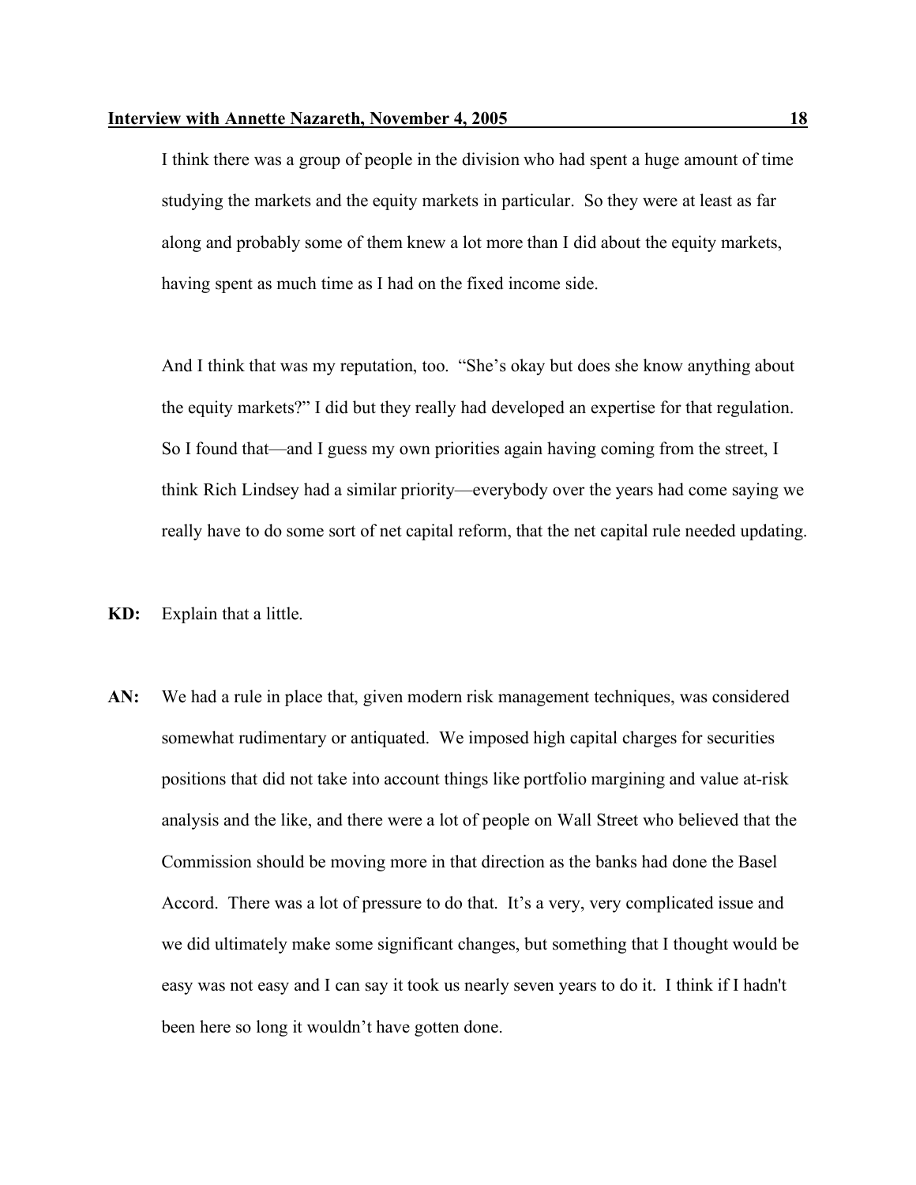I think there was a group of people in the division who had spent a huge amount of time studying the markets and the equity markets in particular. So they were at least as far along and probably some of them knew a lot more than I did about the equity markets, having spent as much time as I had on the fixed income side.

And I think that was my reputation, too. "She's okay but does she know anything about the equity markets?" I did but they really had developed an expertise for that regulation. So I found that—and I guess my own priorities again having coming from the street, I think Rich Lindsey had a similar priority—everybody over the years had come saying we really have to do some sort of net capital reform, that the net capital rule needed updating.

**KD:** Explain that a little.

**AN:** We had a rule in place that, given modern risk management techniques, was considered somewhat rudimentary or antiquated. We imposed high capital charges for securities positions that did not take into account things like portfolio margining and value at-risk analysis and the like, and there were a lot of people on Wall Street who believed that the Commission should be moving more in that direction as the banks had done the Basel Accord. There was a lot of pressure to do that. It's a very, very complicated issue and we did ultimately make some significant changes, but something that I thought would be easy was not easy and I can say it took us nearly seven years to do it. I think if I hadn't been here so long it wouldn't have gotten done.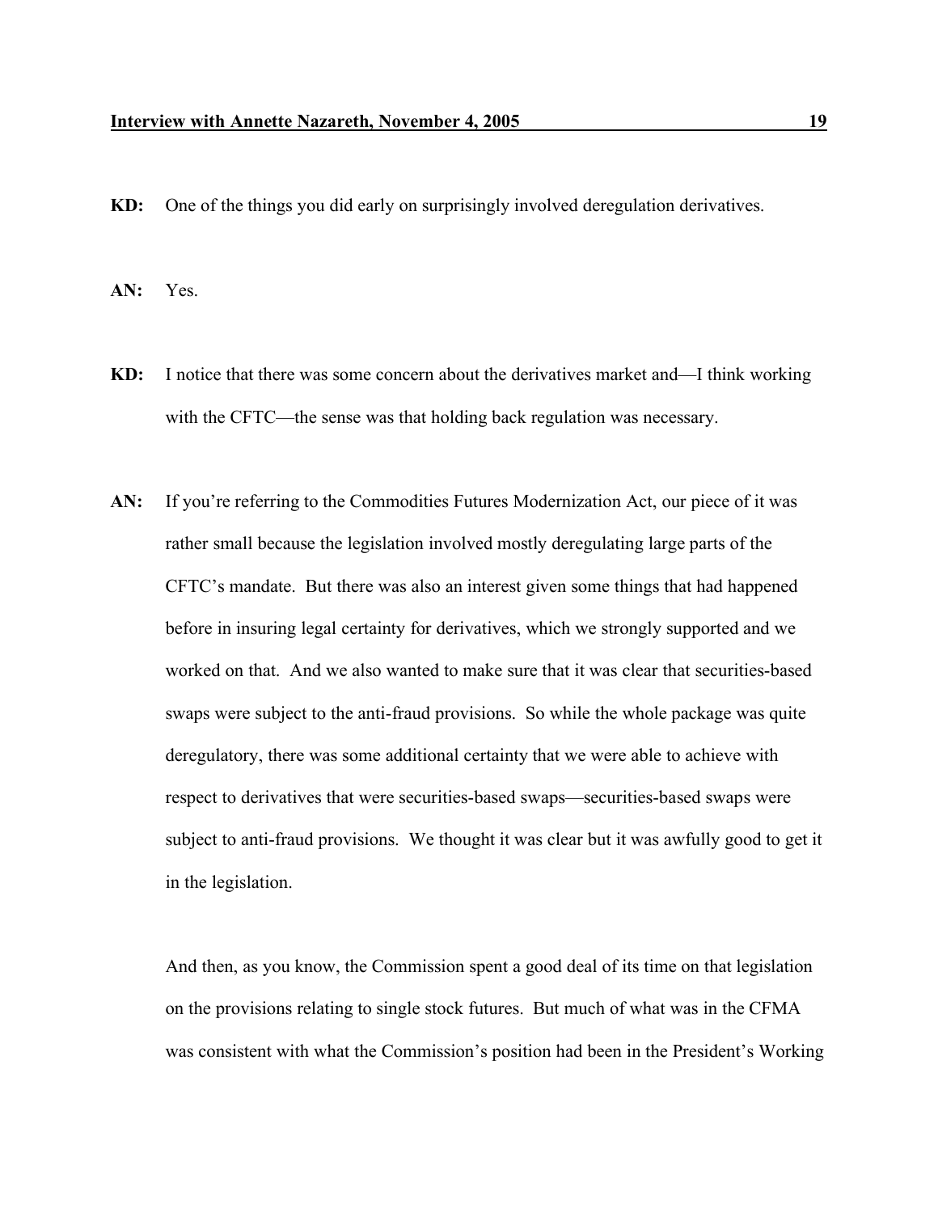**KD:** One of the things you did early on surprisingly involved deregulation derivatives.

**AN:** Yes.

**KD:** I notice that there was some concern about the derivatives market and—I think working with the CFTC—the sense was that holding back regulation was necessary.

**AN:** If you're referring to the Commodities Futures Modernization Act, our piece of it was rather small because the legislation involved mostly deregulating large parts of the CFTC's mandate. But there was also an interest given some things that had happened before in insuring legal certainty for derivatives, which we strongly supported and we worked on that. And we also wanted to make sure that it was clear that securities-based swaps were subject to the anti-fraud provisions. So while the whole package was quite deregulatory, there was some additional certainty that we were able to achieve with respect to derivatives that were securities-based swaps—securities-based swaps were subject to anti-fraud provisions. We thought it was clear but it was awfully good to get it in the legislation.

And then, as you know, the Commission spent a good deal of its time on that legislation on the provisions relating to single stock futures. But much of what was in the CFMA was consistent with what the Commission's position had been in the President's Working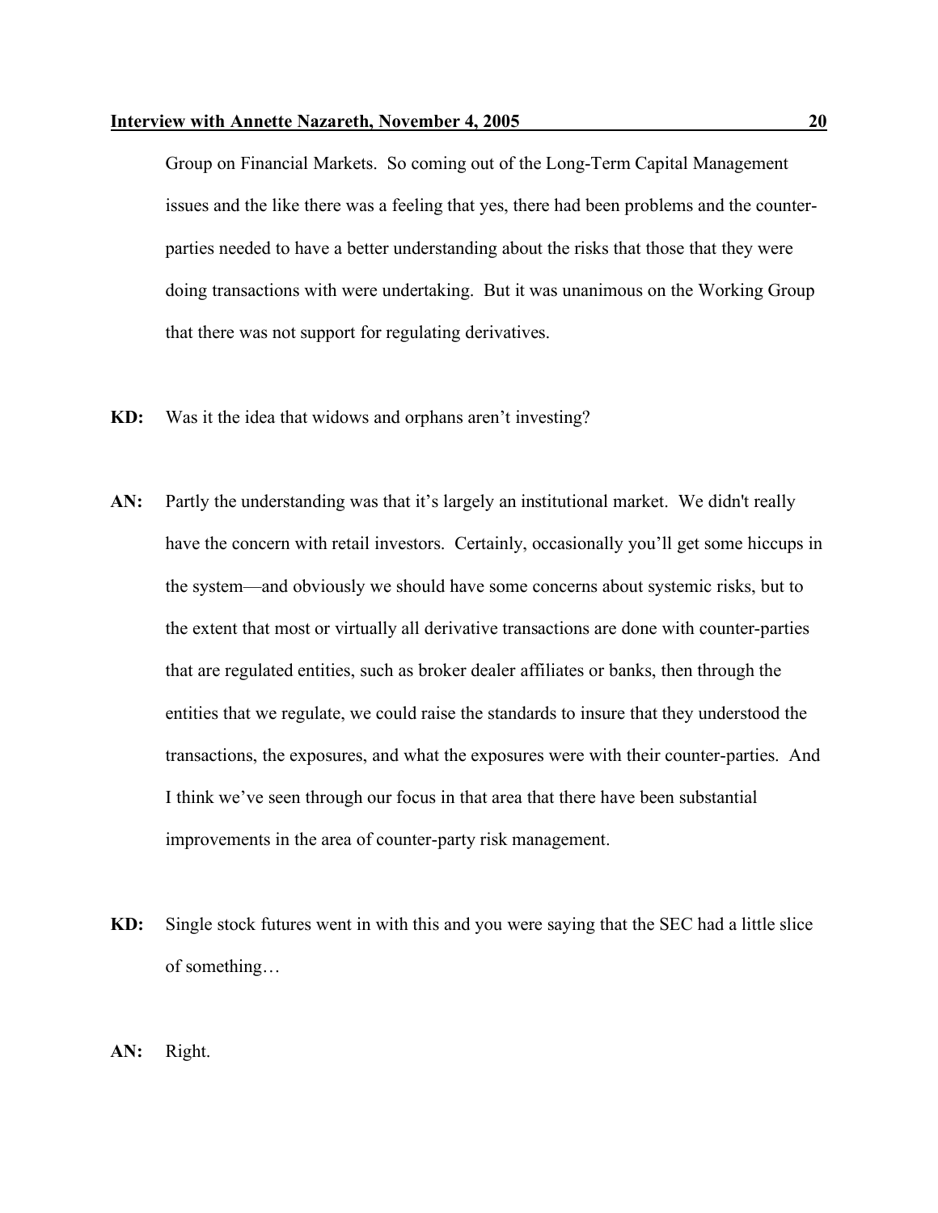Group on Financial Markets. So coming out of the Long-Term Capital Management issues and the like there was a feeling that yes, there had been problems and the counter-parties needed to have a better understanding about the risks that those that they were doing transactions with were undertaking. But it was unanimous on the Working Group that there was not support for regulating derivatives.

**KD:** Was it the idea that widows and orphans aren't investing?

**AN:** Partly the understanding was that it's largely an institutional market. We didn't really have the concern with retail investors. Certainly, occasionally you'll get some hiccups in the system—and obviously we should have some concerns about systemic risks, but to the extent that most or virtually all derivative transactions are done with counter-parties that are regulated entities, such as broker dealer affiliates or banks, then through the entities that we regulate, we could raise the standards to insure that they understood the transactions, the exposures, and what the exposures were with their counter-parties. And I think we've seen through our focus in that area that there have been substantial improvements in the area of counter-party risk management.

**KD:** Single stock futures went in with this and you were saying that the SEC had a little slice of something…

**AN:** Right.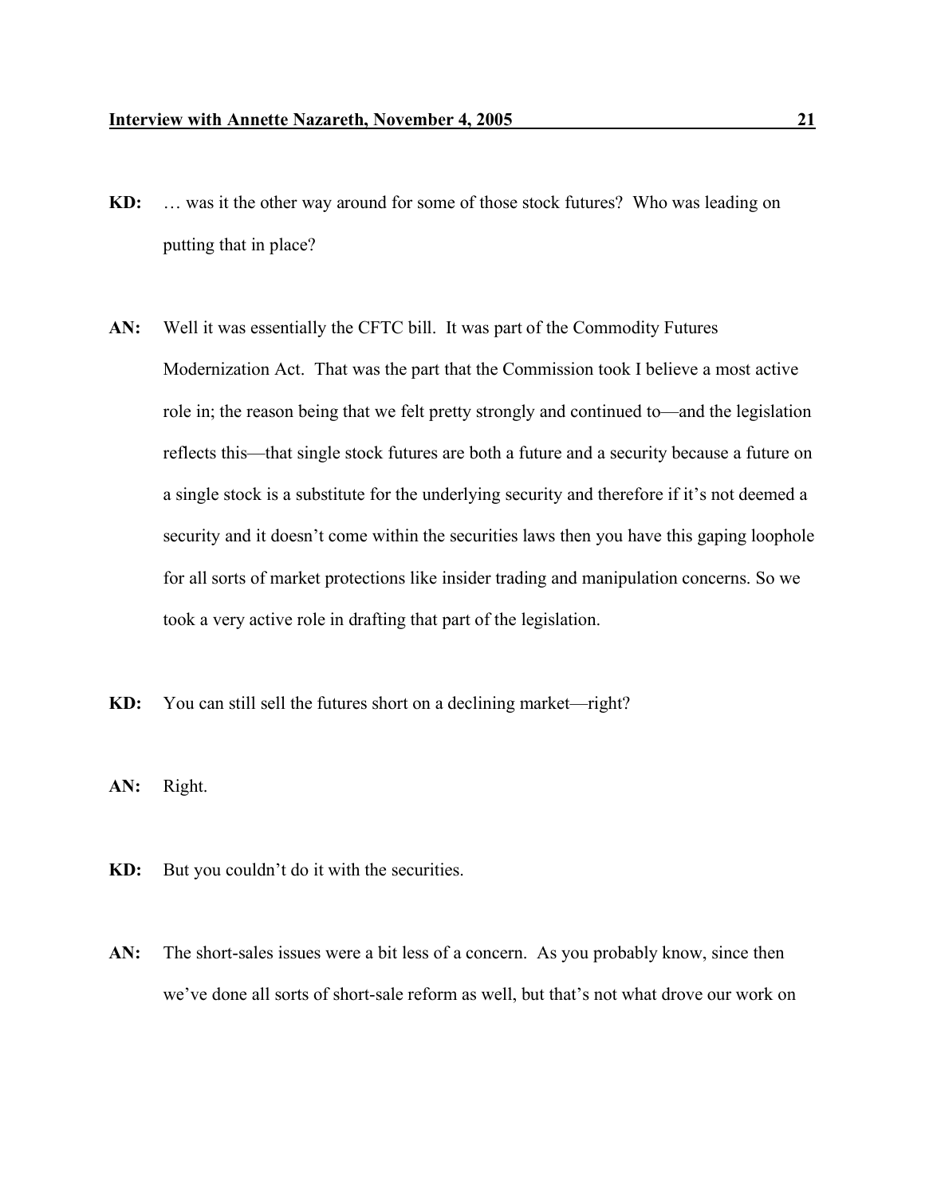**KD:** … was it the other way around for some of those stock futures? Who was leading on putting that in place?

**AN:** Well it was essentially the CFTC bill. It was part of the Commodity Futures Modernization Act. That was the part that the Commission took I believe a most active role in; the reason being that we felt pretty strongly and continued to—and the legislation reflects this—that single stock futures are both a future and a security because a future on a single stock is a substitute for the underlying security and therefore if it's not deemed a security and it doesn't come within the securities laws then you have this gaping loophole for all sorts of market protections like insider trading and manipulation concerns. So we took a very active role in drafting that part of the legislation.

**KD:** You can still sell the futures short on a declining market—right?

**AN:** Right.

**KD:** But you couldn't do it with the securities.

**AN:** The short-sales issues were a bit less of a concern. As you probably know, since then we've done all sorts of short-sale reform as well, but that's not what drove our work on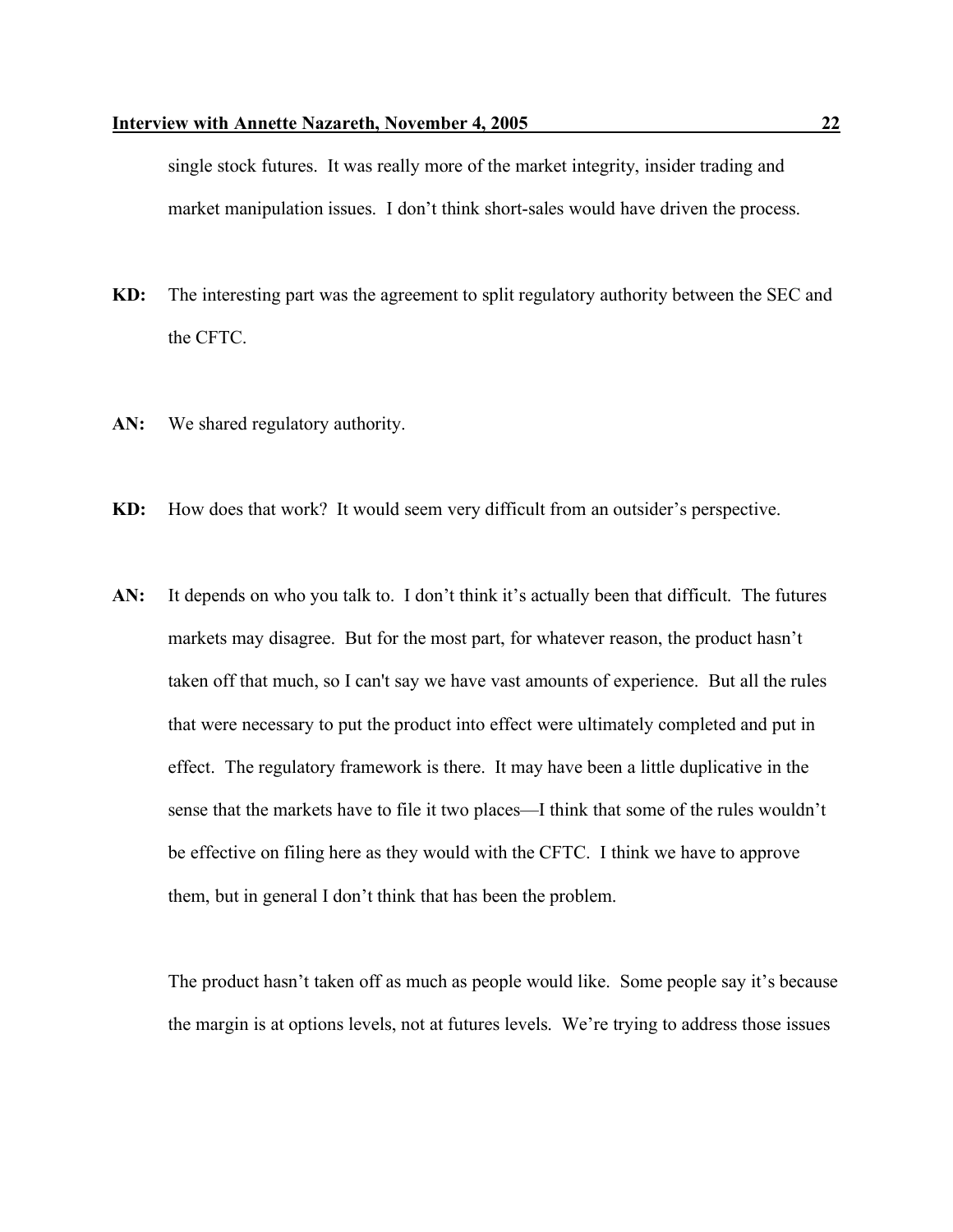single stock futures. It was really more of the market integrity, insider trading and market manipulation issues. I don't think short-sales would have driven the process.

**KD:** The interesting part was the agreement to split regulatory authority between the SEC and the CFTC.

**AN:** We shared regulatory authority.

**KD:** How does that work? It would seem very difficult from an outsider's perspective.

**AN:** It depends on who you talk to. I don't think it's actually been that difficult. The futures markets may disagree. But for the most part, for whatever reason, the product hasn't taken off that much, so I can't say we have vast amounts of experience. But all the rules that were necessary to put the product into effect were ultimately completed and put in effect. The regulatory framework is there. It may have been a little duplicative in the sense that the markets have to file it two places—I think that some of the rules wouldn't be effective on filing here as they would with the CFTC. I think we have to approve them, but in general I don't think that has been the problem.

The product hasn't taken off as much as people would like. Some people say it's because the margin is at options levels, not at futures levels. We're trying to address those issues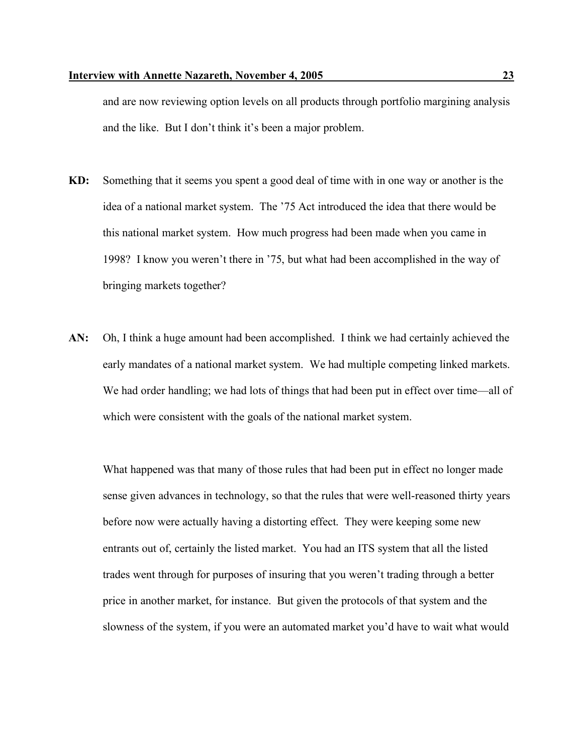and are now reviewing option levels on all products through portfolio margining analysis and the like. But I don't think it's been a major problem.

**KD:** Something that it seems you spent a good deal of time with in one way or another is the idea of a national market system. The '75 Act introduced the idea that there would be this national market system. How much progress had been made when you came in 1998? I know you weren't there in '75, but what had been accomplished in the way of bringing markets together?

**AN:** Oh, I think a huge amount had been accomplished. I think we had certainly achieved the early mandates of a national market system. We had multiple competing linked markets. We had order handling; we had lots of things that had been put in effect over time—all of which were consistent with the goals of the national market system.

What happened was that many of those rules that had been put in effect no longer made sense given advances in technology, so that the rules that were well-reasoned thirty years before now were actually having a distorting effect. They were keeping some new entrants out of, certainly the listed market. You had an ITS system that all the listed trades went through for purposes of insuring that you weren't trading through a better price in another market, for instance. But given the protocols of that system and the slowness of the system, if you were an automated market you'd have to wait what would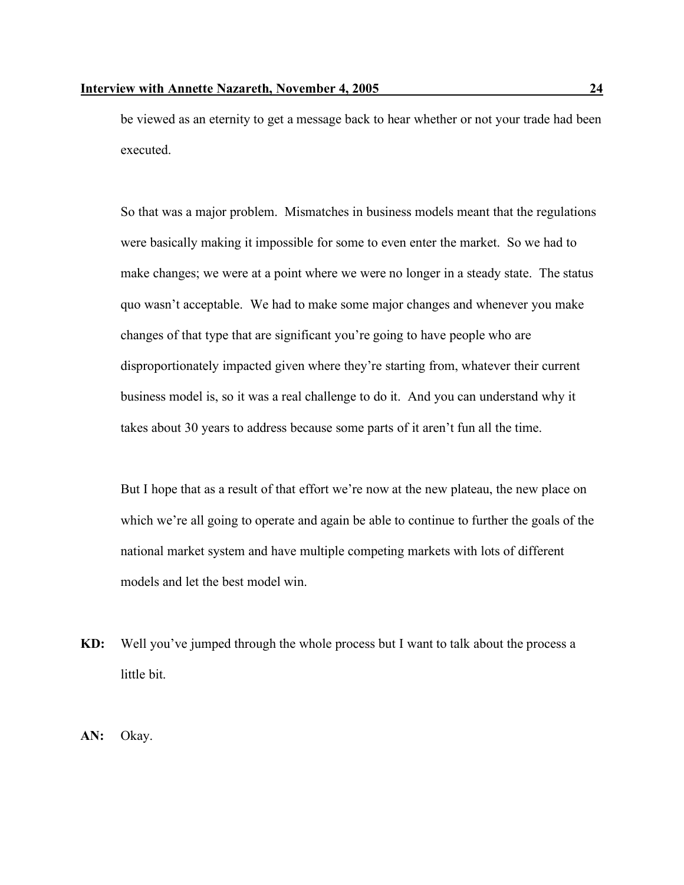be viewed as an eternity to get a message back to hear whether or not your trade had been executed.

So that was a major problem. Mismatches in business models meant that the regulations were basically making it impossible for some to even enter the market. So we had to make changes; we were at a point where we were no longer in a steady state. The status quo wasn't acceptable. We had to make some major changes and whenever you make changes of that type that are significant you're going to have people who are disproportionately impacted given where they're starting from, whatever their current business model is, so it was a real challenge to do it. And you can understand why it takes about 30 years to address because some parts of it aren't fun all the time.

But I hope that as a result of that effort we're now at the new plateau, the new place on which we're all going to operate and again be able to continue to further the goals of the national market system and have multiple competing markets with lots of different models and let the best model win.

**KD:** Well you've jumped through the whole process but I want to talk about the process a little bit.

**AN:** Okay.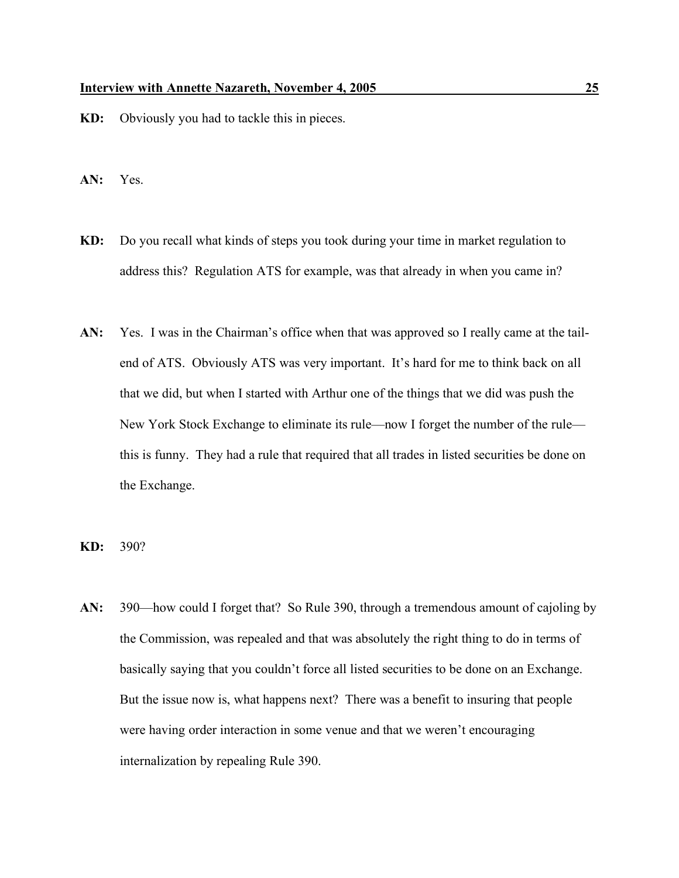**KD:** Obviously you had to tackle this in pieces.

**AN:** Yes.

**KD:** Do you recall what kinds of steps you took during your time in market regulation to address this? Regulation ATS for example, was that already in when you came in?

**AN:** Yes. I was in the Chairman's office when that was approved so I really came at the tail-end of ATS. Obviously ATS was very important. It's hard for me to think back on all that we did, but when I started with Arthur one of the things that we did was push the New York Stock Exchange to eliminate its rule—now I forget the number of the rule—this is funny. They had a rule that required that all trades in listed securities be done on the Exchange.

**KD:** 390?

**AN:** 390—how could I forget that? So Rule 390, through a tremendous amount of cajoling by the Commission, was repealed and that was absolutely the right thing to do in terms of basically saying that you couldn't force all listed securities to be done on an Exchange. But the issue now is, what happens next? There was a benefit to insuring that people were having order interaction in some venue and that we weren't encouraging internalization by repealing Rule 390.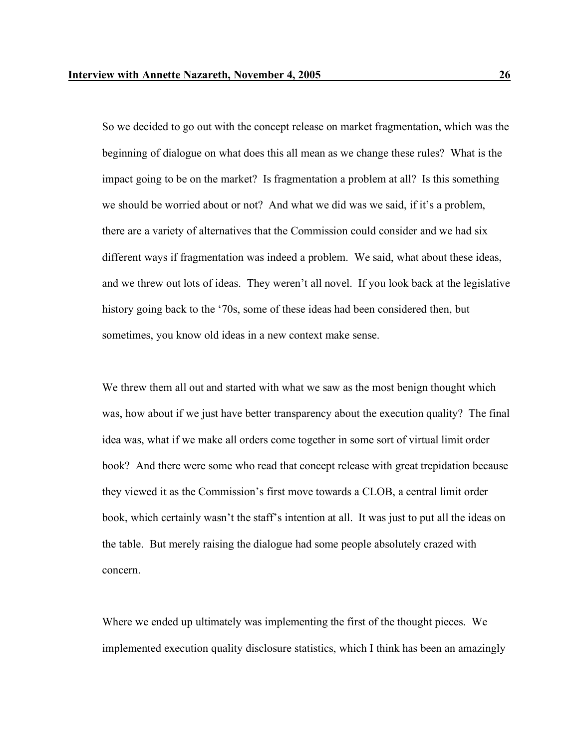So we decided to go out with the concept release on market fragmentation, which was the beginning of dialogue on what does this all mean as we change these rules? What is the impact going to be on the market? Is fragmentation a problem at all? Is this something we should be worried about or not? And what we did was we said, if it's a problem, there are a variety of alternatives that the Commission could consider and we had six different ways if fragmentation was indeed a problem. We said, what about these ideas, and we threw out lots of ideas. They weren't all novel. If you look back at the legislative history going back to the '70s, some of these ideas had been considered then, but sometimes, you know old ideas in a new context make sense.

We threw them all out and started with what we saw as the most benign thought which was, how about if we just have better transparency about the execution quality? The final idea was, what if we make all orders come together in some sort of virtual limit order book? And there were some who read that concept release with great trepidation because they viewed it as the Commission's first move towards a CLOB, a central limit order book, which certainly wasn't the staff's intention at all. It was just to put all the ideas on the table. But merely raising the dialogue had some people absolutely crazed with concern.

Where we ended up ultimately was implementing the first of the thought pieces. We implemented execution quality disclosure statistics, which I think has been an amazingly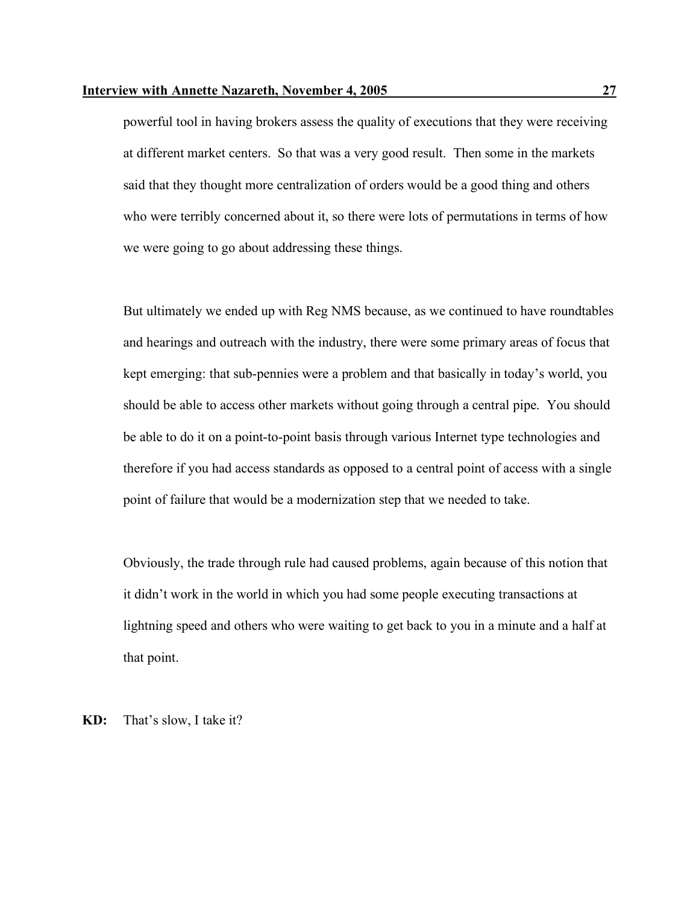powerful tool in having brokers assess the quality of executions that they were receiving at different market centers. So that was a very good result. Then some in the markets said that they thought more centralization of orders would be a good thing and others who were terribly concerned about it, so there were lots of permutations in terms of how we were going to go about addressing these things.

But ultimately we ended up with Reg NMS because, as we continued to have roundtables and hearings and outreach with the industry, there were some primary areas of focus that kept emerging: that sub-pennies were a problem and that basically in today's world, you should be able to access other markets without going through a central pipe. You should be able to do it on a point-to-point basis through various Internet type technologies and therefore if you had access standards as opposed to a central point of access with a single point of failure that would be a modernization step that we needed to take.

Obviously, the trade through rule had caused problems, again because of this notion that it didn't work in the world in which you had some people executing transactions at lightning speed and others who were waiting to get back to you in a minute and a half at that point.

**KD:** That's slow, I take it?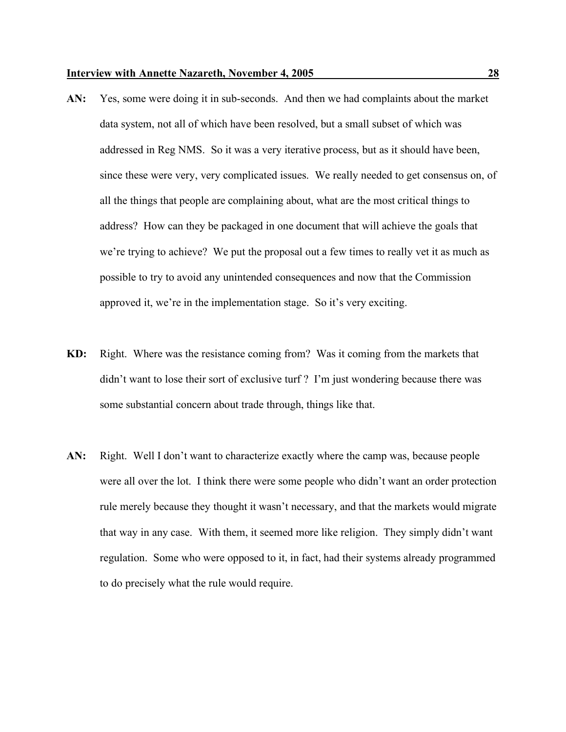**AN:** Yes, some were doing it in sub-seconds. And then we had complaints about the market data system, not all of which have been resolved, but a small subset of which was addressed in Reg NMS. So it was a very iterative process, but as it should have been, since these were very, very complicated issues. We really needed to get consensus on, of all the things that people are complaining about, what are the most critical things to address? How can they be packaged in one document that will achieve the goals that we're trying to achieve? We put the proposal out a few times to really vet it as much as possible to try to avoid any unintended consequences and now that the Commission approved it, we're in the implementation stage. So it's very exciting.

**KD:** Right. Where was the resistance coming from? Was it coming from the markets that didn't want to lose their sort of exclusive turf ? I'm just wondering because there was some substantial concern about trade through, things like that.

**AN:** Right. Well I don't want to characterize exactly where the camp was, because people were all over the lot. I think there were some people who didn't want an order protection rule merely because they thought it wasn't necessary, and that the markets would migrate that way in any case. With them, it seemed more like religion. They simply didn't want regulation. Some who were opposed to it, in fact, had their systems already programmed to do precisely what the rule would require.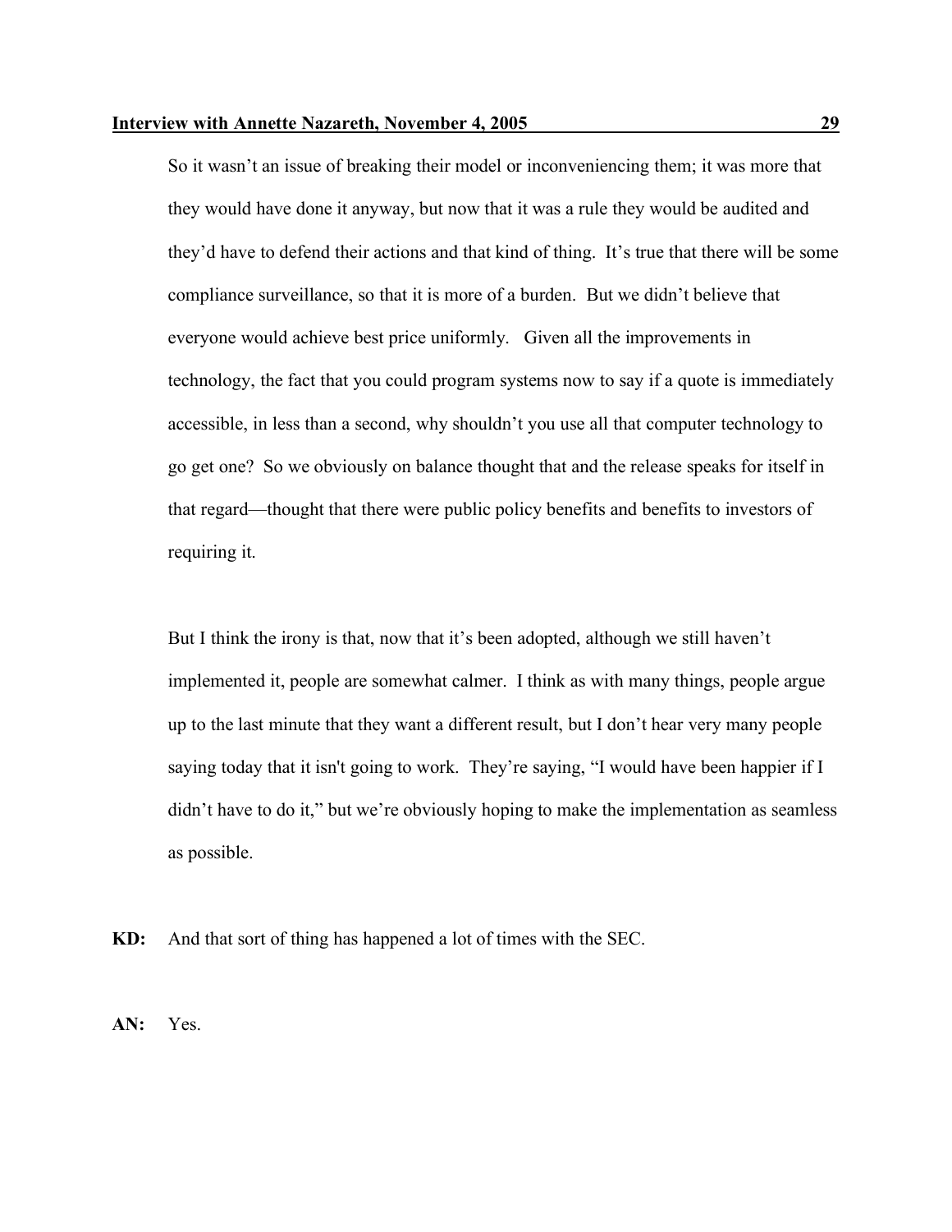So it wasn't an issue of breaking their model or inconveniencing them; it was more that they would have done it anyway, but now that it was a rule they would be audited and they'd have to defend their actions and that kind of thing. It's true that there will be some compliance surveillance, so that it is more of a burden. But we didn't believe that everyone would achieve best price uniformly. Given all the improvements in technology, the fact that you could program systems now to say if a quote is immediately accessible, in less than a second, why shouldn't you use all that computer technology to go get one? So we obviously on balance thought that and the release speaks for itself in that regard—thought that there were public policy benefits and benefits to investors of requiring it.

But I think the irony is that, now that it's been adopted, although we still haven't implemented it, people are somewhat calmer. I think as with many things, people argue up to the last minute that they want a different result, but I don't hear very many people saying today that it isn't going to work. They're saying, "I would have been happier if I didn't have to do it," but we're obviously hoping to make the implementation as seamless as possible.

**KD:** And that sort of thing has happened a lot of times with the SEC.

**AN:** Yes.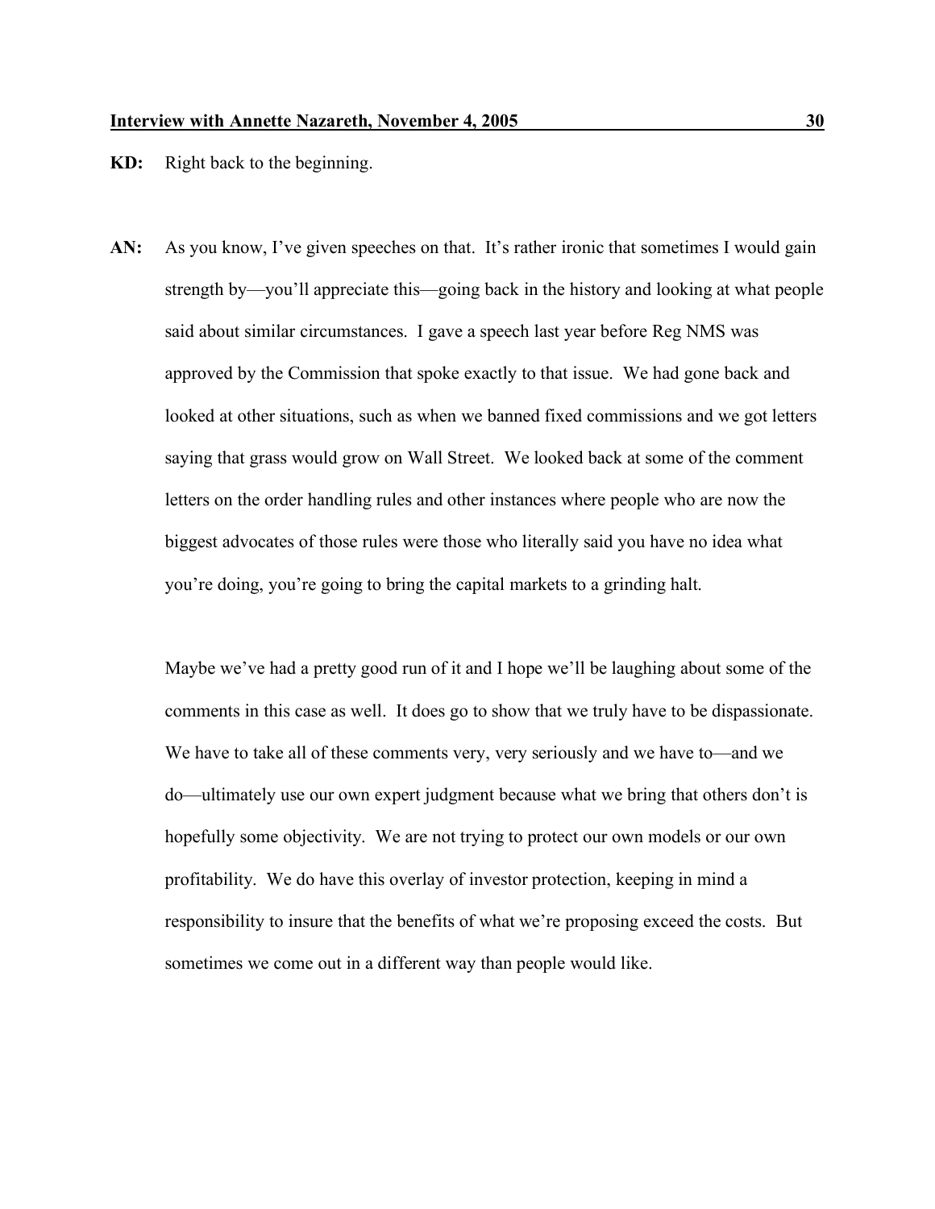**KD:** Right back to the beginning.

**AN:** As you know, I've given speeches on that. It's rather ironic that sometimes I would gain strength by—you'll appreciate this—going back in the history and looking at what people said about similar circumstances. I gave a speech last year before Reg NMS was approved by the Commission that spoke exactly to that issue. We had gone back and looked at other situations, such as when we banned fixed commissions and we got letters saying that grass would grow on Wall Street. We looked back at some of the comment letters on the order handling rules and other instances where people who are now the biggest advocates of those rules were those who literally said you have no idea what you're doing, you're going to bring the capital markets to a grinding halt.

Maybe we've had a pretty good run of it and I hope we'll be laughing about some of the comments in this case as well. It does go to show that we truly have to be dispassionate. We have to take all of these comments very, very seriously and we have to—and we do—ultimately use our own expert judgment because what we bring that others don't is hopefully some objectivity. We are not trying to protect our own models or our own profitability. We do have this overlay of investor protection, keeping in mind a responsibility to insure that the benefits of what we're proposing exceed the costs. But sometimes we come out in a different way than people would like.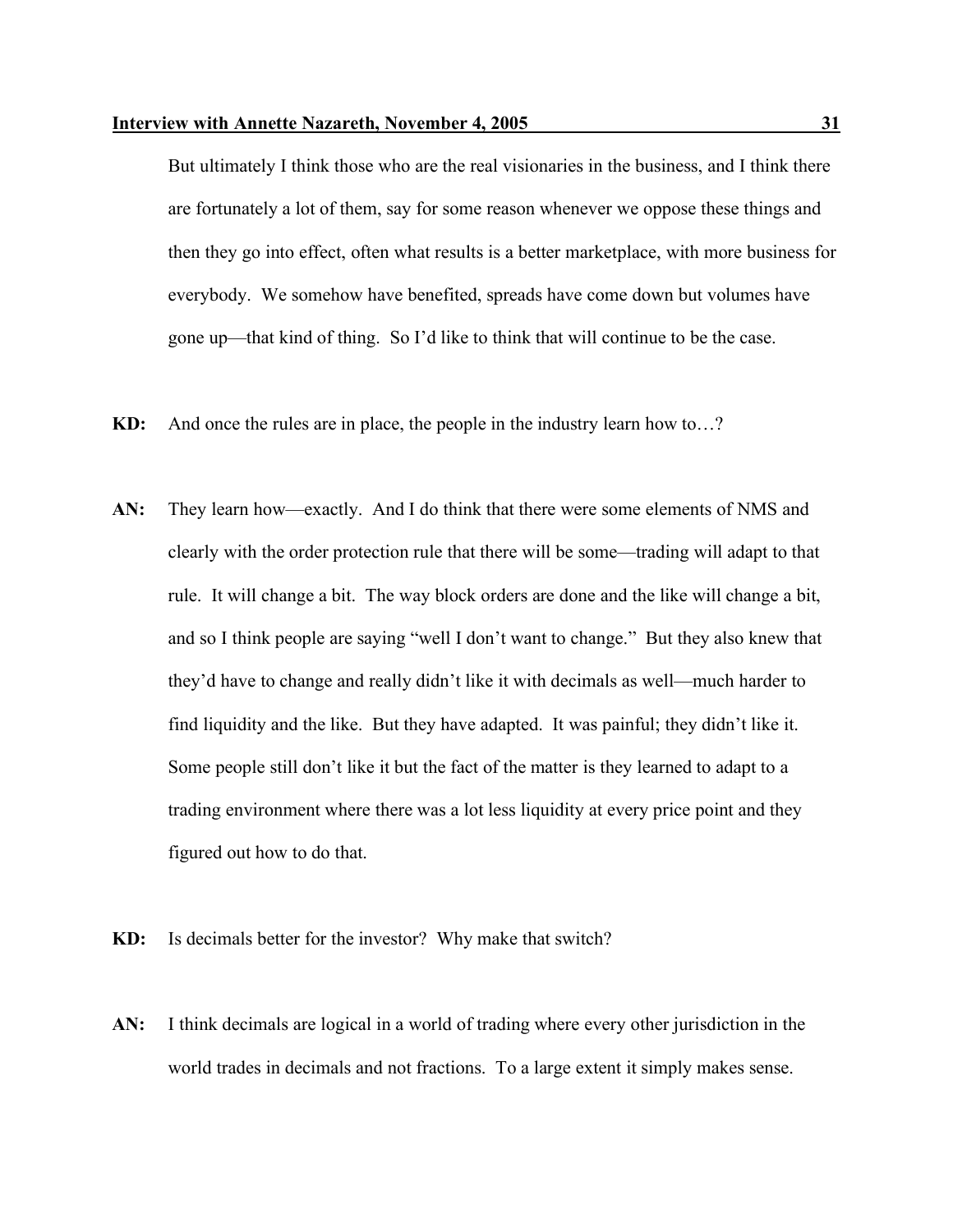But ultimately I think those who are the real visionaries in the business, and I think there are fortunately a lot of them, say for some reason whenever we oppose these things and then they go into effect, often what results is a better marketplace, with more business for everybody. We somehow have benefited, spreads have come down but volumes have gone up—that kind of thing. So I'd like to think that will continue to be the case.

**KD:** And once the rules are in place, the people in the industry learn how to…?

**AN:** They learn how—exactly. And I do think that there were some elements of NMS and clearly with the order protection rule that there will be some—trading will adapt to that rule. It will change a bit. The way block orders are done and the like will change a bit, and so I think people are saying "well I don't want to change." But they also knew that they'd have to change and really didn't like it with decimals as well—much harder to find liquidity and the like. But they have adapted. It was painful; they didn't like it. Some people still don't like it but the fact of the matter is they learned to adapt to a trading environment where there was a lot less liquidity at every price point and they figured out how to do that.

**KD:** Is decimals better for the investor? Why make that switch?

**AN:** I think decimals are logical in a world of trading where every other jurisdiction in the world trades in decimals and not fractions. To a large extent it simply makes sense.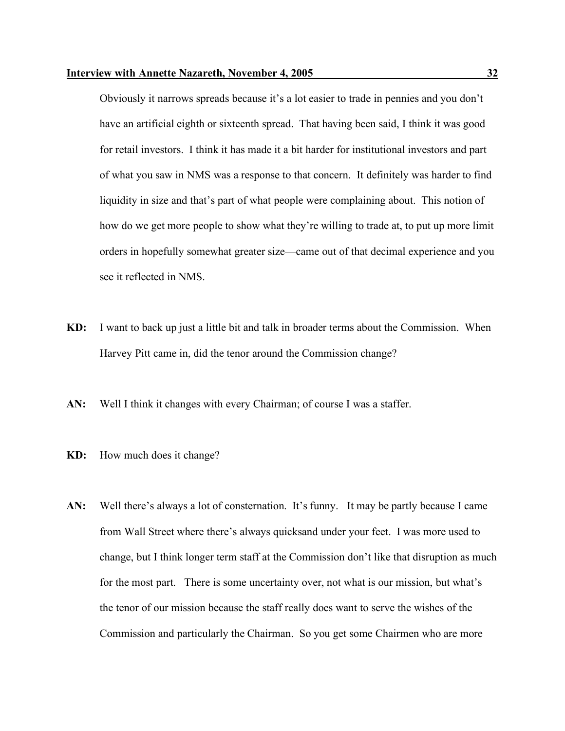Obviously it narrows spreads because it's a lot easier to trade in pennies and you don't have an artificial eighth or sixteenth spread. That having been said, I think it was good for retail investors. I think it has made it a bit harder for institutional investors and part of what you saw in NMS was a response to that concern. It definitely was harder to find liquidity in size and that's part of what people were complaining about. This notion of how do we get more people to show what they're willing to trade at, to put up more limit orders in hopefully somewhat greater size—came out of that decimal experience and you see it reflected in NMS.

**KD:** I want to back up just a little bit and talk in broader terms about the Commission. When Harvey Pitt came in, did the tenor around the Commission change?

**AN:** Well I think it changes with every Chairman; of course I was a staffer.

**KD:** How much does it change?

**AN:** Well there's always a lot of consternation. It's funny. It may be partly because I came from Wall Street where there's always quicksand under your feet. I was more used to change, but I think longer term staff at the Commission don't like that disruption as much for the most part. There is some uncertainty over, not what is our mission, but what's the tenor of our mission because the staff really does want to serve the wishes of the Commission and particularly the Chairman. So you get some Chairmen who are more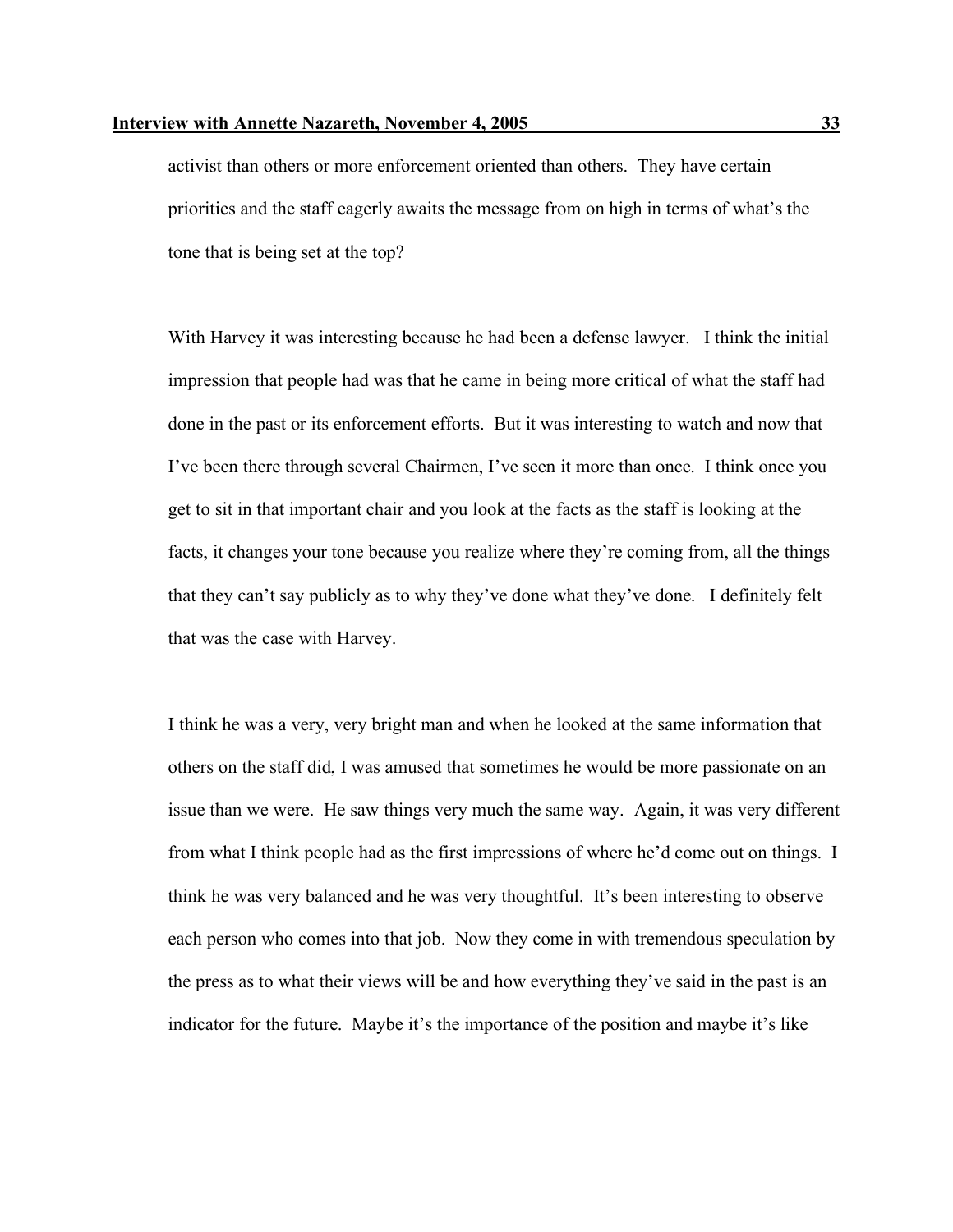activist than others or more enforcement oriented than others. They have certain priorities and the staff eagerly awaits the message from on high in terms of what's the tone that is being set at the top?

With Harvey it was interesting because he had been a defense lawyer. I think the initial impression that people had was that he came in being more critical of what the staff had done in the past or its enforcement efforts. But it was interesting to watch and now that I've been there through several Chairmen, I've seen it more than once. I think once you get to sit in that important chair and you look at the facts as the staff is looking at the facts, it changes your tone because you realize where they're coming from, all the things that they can't say publicly as to why they've done what they've done. I definitely felt that was the case with Harvey.

I think he was a very, very bright man and when he looked at the same information that others on the staff did, I was amused that sometimes he would be more passionate on an issue than we were. He saw things very much the same way. Again, it was very different from what I think people had as the first impressions of where he'd come out on things. I think he was very balanced and he was very thoughtful. It's been interesting to observe each person who comes into that job. Now they come in with tremendous speculation by the press as to what their views will be and how everything they've said in the past is an indicator for the future. Maybe it's the importance of the position and maybe it's like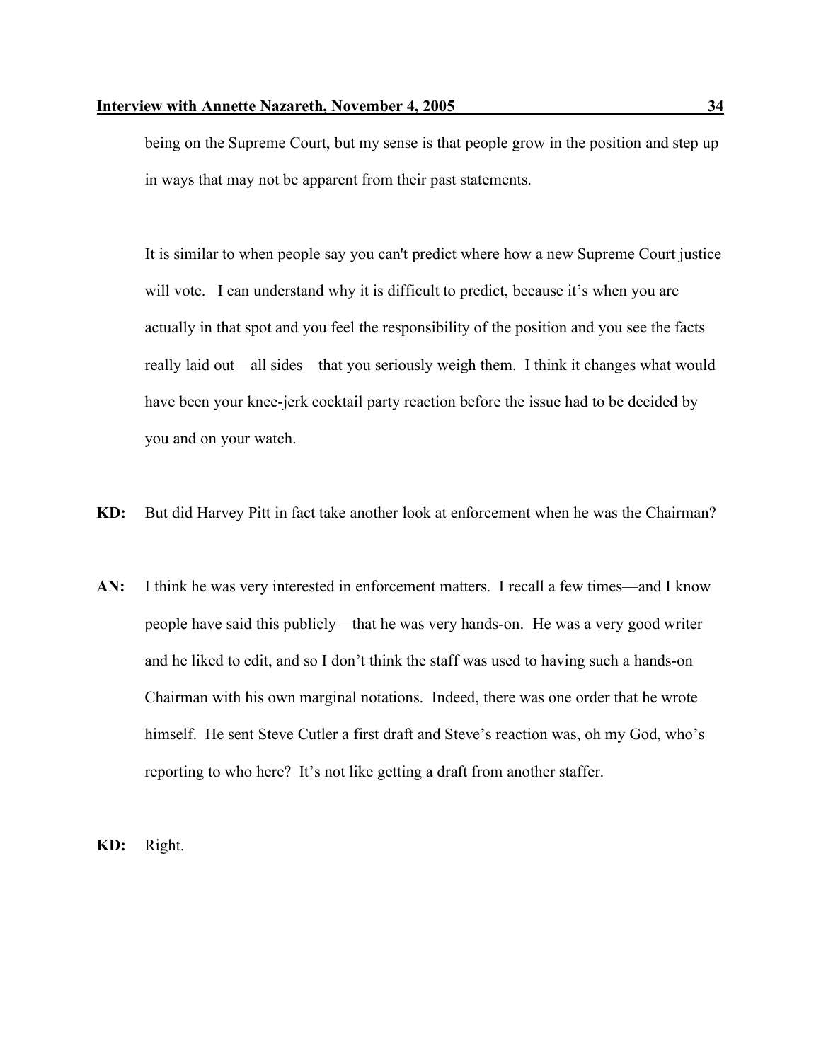being on the Supreme Court, but my sense is that people grow in the position and step up in ways that may not be apparent from their past statements.

It is similar to when people say you can't predict where how a new Supreme Court justice will vote. I can understand why it is difficult to predict, because it's when you are actually in that spot and you feel the responsibility of the position and you see the facts really laid out—all sides—that you seriously weigh them. I think it changes what would have been your knee-jerk cocktail party reaction before the issue had to be decided by you and on your watch.

**KD:** But did Harvey Pitt in fact take another look at enforcement when he was the Chairman?

**AN:** I think he was very interested in enforcement matters. I recall a few times—and I know people have said this publicly—that he was very hands-on. He was a very good writer and he liked to edit, and so I don't think the staff was used to having such a hands-on Chairman with his own marginal notations. Indeed, there was one order that he wrote himself. He sent Steve Cutler a first draft and Steve's reaction was, oh my God, who's reporting to who here? It's not like getting a draft from another staffer.

**KD:** Right.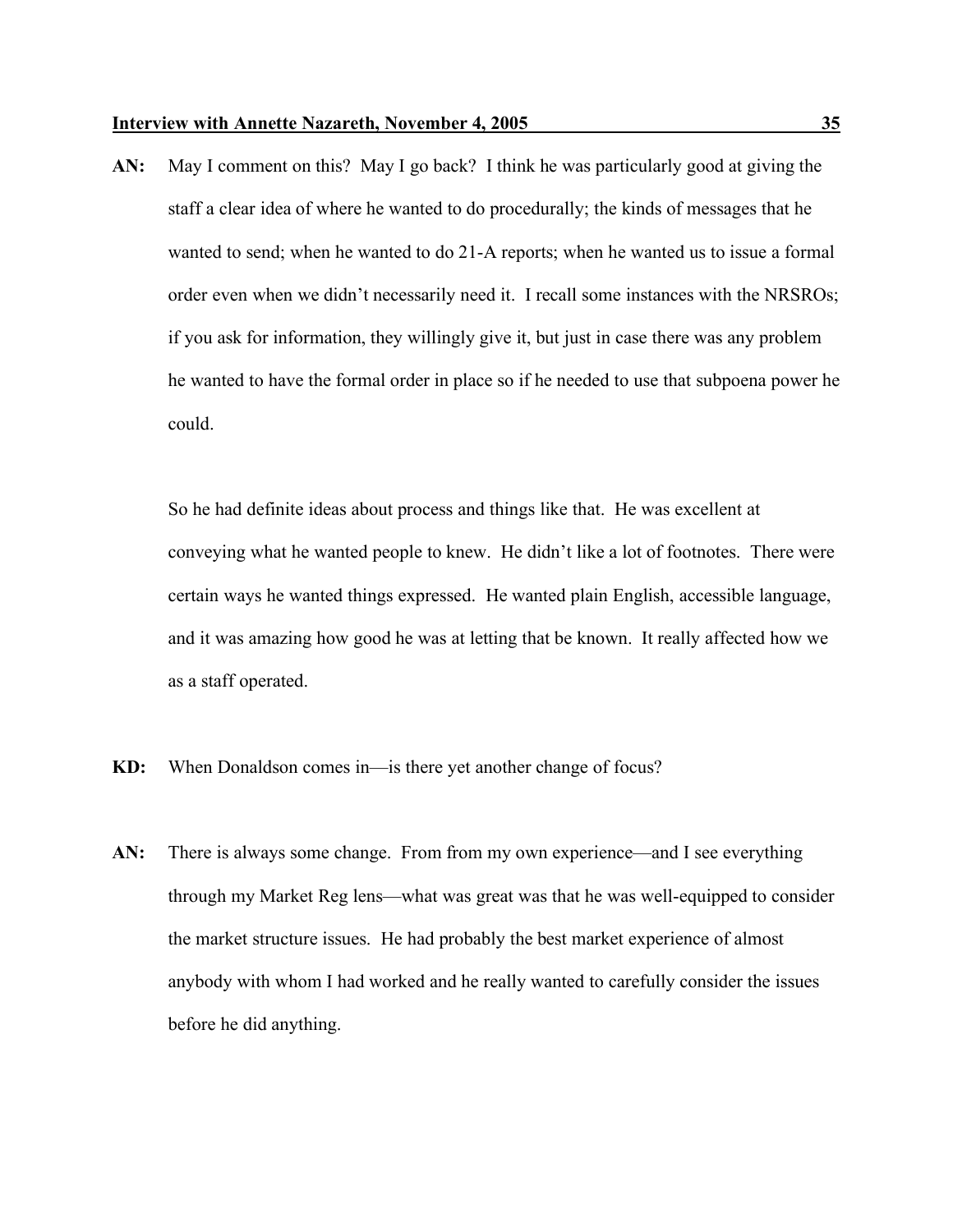**AN:** May I comment on this? May I go back? I think he was particularly good at giving the staff a clear idea of where he wanted to do procedurally; the kinds of messages that he wanted to send; when he wanted to do 21-A reports; when he wanted us to issue a formal order even when we didn't necessarily need it. I recall some instances with the NRSROs; if you ask for information, they willingly give it, but just in case there was any problem he wanted to have the formal order in place so if he needed to use that subpoena power he could.

So he had definite ideas about process and things like that. He was excellent at conveying what he wanted people to knew. He didn't like a lot of footnotes. There were certain ways he wanted things expressed. He wanted plain English, accessible language, and it was amazing how good he was at letting that be known. It really affected how we as a staff operated.

**KD:** When Donaldson comes in—is there yet another change of focus?

**AN:** There is always some change. From from my own experience—and I see everything through my Market Reg lens—what was great was that he was well-equipped to consider the market structure issues. He had probably the best market experience of almost anybody with whom I had worked and he really wanted to carefully consider the issues before he did anything.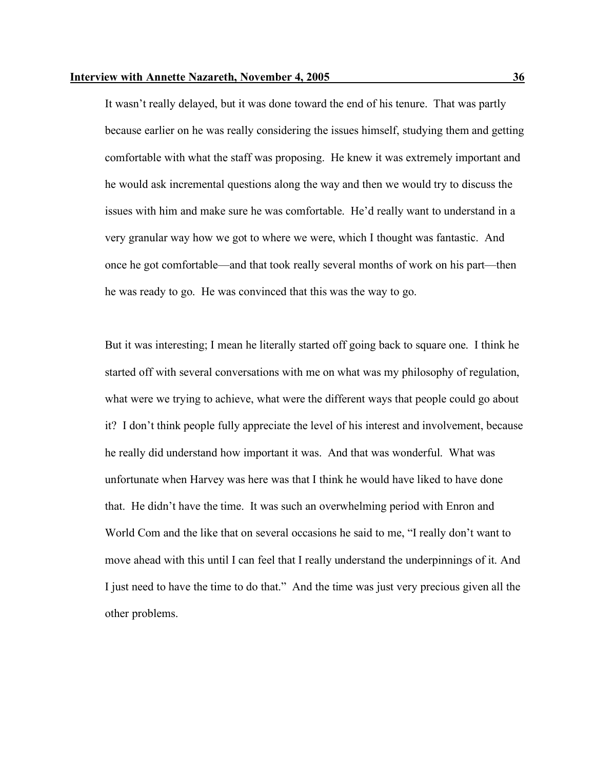It wasn't really delayed, but it was done toward the end of his tenure. That was partly because earlier on he was really considering the issues himself, studying them and getting comfortable with what the staff was proposing. He knew it was extremely important and he would ask incremental questions along the way and then we would try to discuss the issues with him and make sure he was comfortable. He'd really want to understand in a very granular way how we got to where we were, which I thought was fantastic. And once he got comfortable—and that took really several months of work on his part—then he was ready to go. He was convinced that this was the way to go.

But it was interesting; I mean he literally started off going back to square one. I think he started off with several conversations with me on what was my philosophy of regulation, what were we trying to achieve, what were the different ways that people could go about it? I don't think people fully appreciate the level of his interest and involvement, because he really did understand how important it was. And that was wonderful. What was unfortunate when Harvey was here was that I think he would have liked to have done that. He didn't have the time. It was such an overwhelming period with Enron and World Com and the like that on several occasions he said to me, "I really don't want to move ahead with this until I can feel that I really understand the underpinnings of it. And I just need to have the time to do that." And the time was just very precious given all the other problems.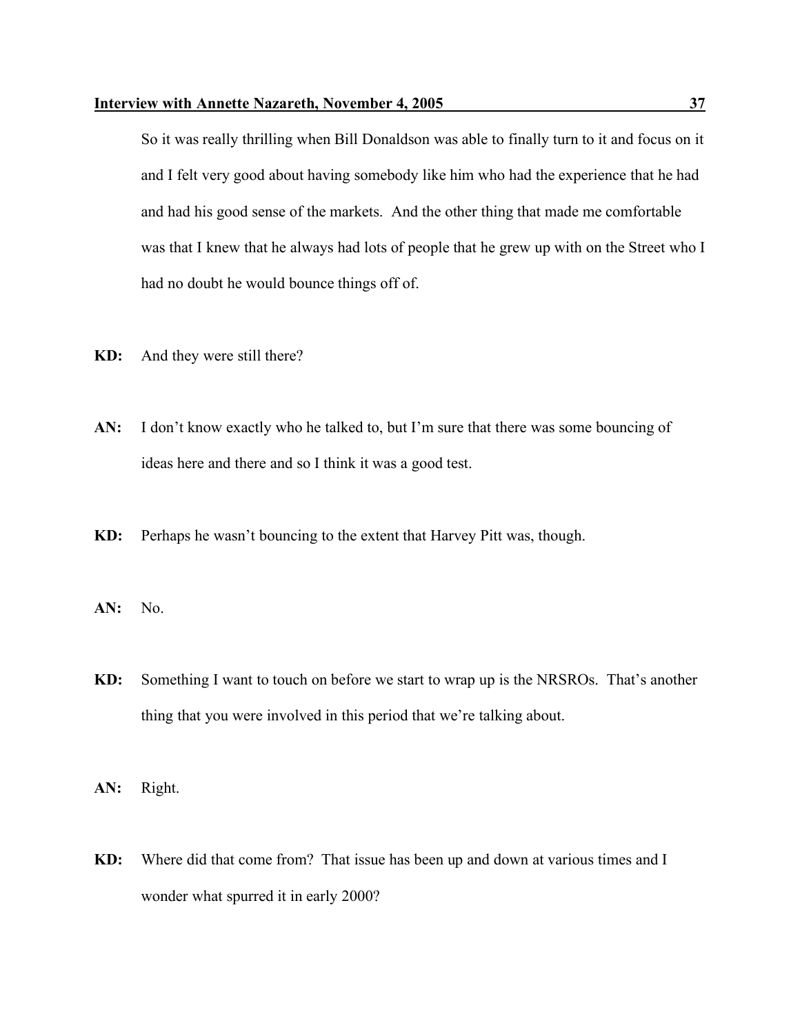So it was really thrilling when Bill Donaldson was able to finally turn to it and focus on it and I felt very good about having somebody like him who had the experience that he had and had his good sense of the markets. And the other thing that made me comfortable was that I knew that he always had lots of people that he grew up with on the Street who I had no doubt he would bounce things off of.

**KD:** And they were still there?

**AN:** I don't know exactly who he talked to, but I'm sure that there was some bouncing of ideas here and there and so I think it was a good test.

**KD:** Perhaps he wasn't bouncing to the extent that Harvey Pitt was, though.

**AN:** No.

**KD:** Something I want to touch on before we start to wrap up is the NRSROs. That's another thing that you were involved in this period that we're talking about.

**AN:** Right.

**KD:** Where did that come from? That issue has been up and down at various times and I wonder what spurred it in early 2000?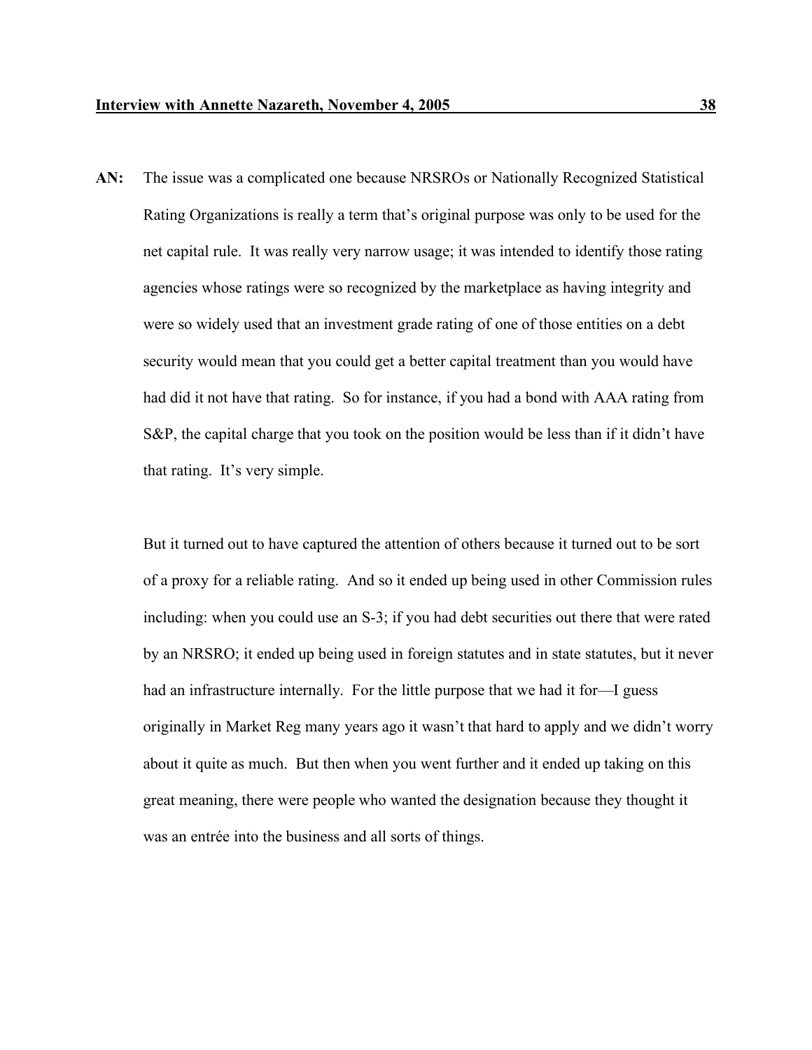**AN:** The issue was a complicated one because NRSROs or Nationally Recognized Statistical Rating Organizations is really a term that's original purpose was only to be used for the net capital rule. It was really very narrow usage; it was intended to identify those rating agencies whose ratings were so recognized by the marketplace as having integrity and were so widely used that an investment grade rating of one of those entities on a debt security would mean that you could get a better capital treatment than you would have had did it not have that rating. So for instance, if you had a bond with AAA rating from S&P, the capital charge that you took on the position would be less than if it didn't have that rating. It's very simple.

But it turned out to have captured the attention of others because it turned out to be sort of a proxy for a reliable rating. And so it ended up being used in other Commission rules including: when you could use an S-3; if you had debt securities out there that were rated by an NRSRO; it ended up being used in foreign statutes and in state statutes, but it never had an infrastructure internally. For the little purpose that we had it for—I guess originally in Market Reg many years ago it wasn't that hard to apply and we didn't worry about it quite as much. But then when you went further and it ended up taking on this great meaning, there were people who wanted the designation because they thought it was an entrée into the business and all sorts of things.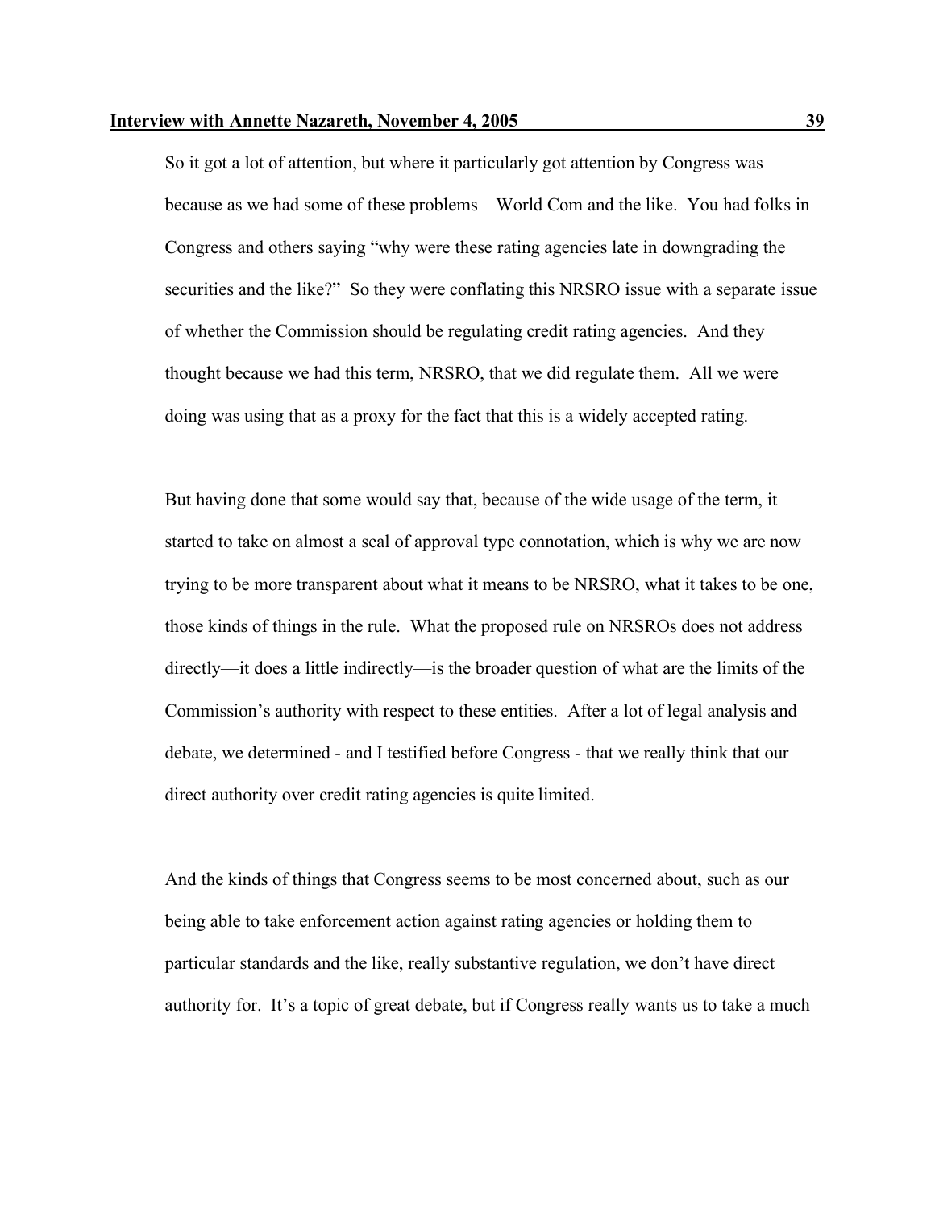So it got a lot of attention, but where it particularly got attention by Congress was because as we had some of these problems—World Com and the like. You had folks in Congress and others saying "why were these rating agencies late in downgrading the securities and the like?" So they were conflating this NRSRO issue with a separate issue of whether the Commission should be regulating credit rating agencies. And they thought because we had this term, NRSRO, that we did regulate them. All we were doing was using that as a proxy for the fact that this is a widely accepted rating.

But having done that some would say that, because of the wide usage of the term, it started to take on almost a seal of approval type connotation, which is why we are now trying to be more transparent about what it means to be NRSRO, what it takes to be one, those kinds of things in the rule. What the proposed rule on NRSROs does not address directly—it does a little indirectly—is the broader question of what are the limits of the Commission's authority with respect to these entities. After a lot of legal analysis and debate, we determined - and I testified before Congress - that we really think that our direct authority over credit rating agencies is quite limited.

And the kinds of things that Congress seems to be most concerned about, such as our being able to take enforcement action against rating agencies or holding them to particular standards and the like, really substantive regulation, we don't have direct authority for. It's a topic of great debate, but if Congress really wants us to take a much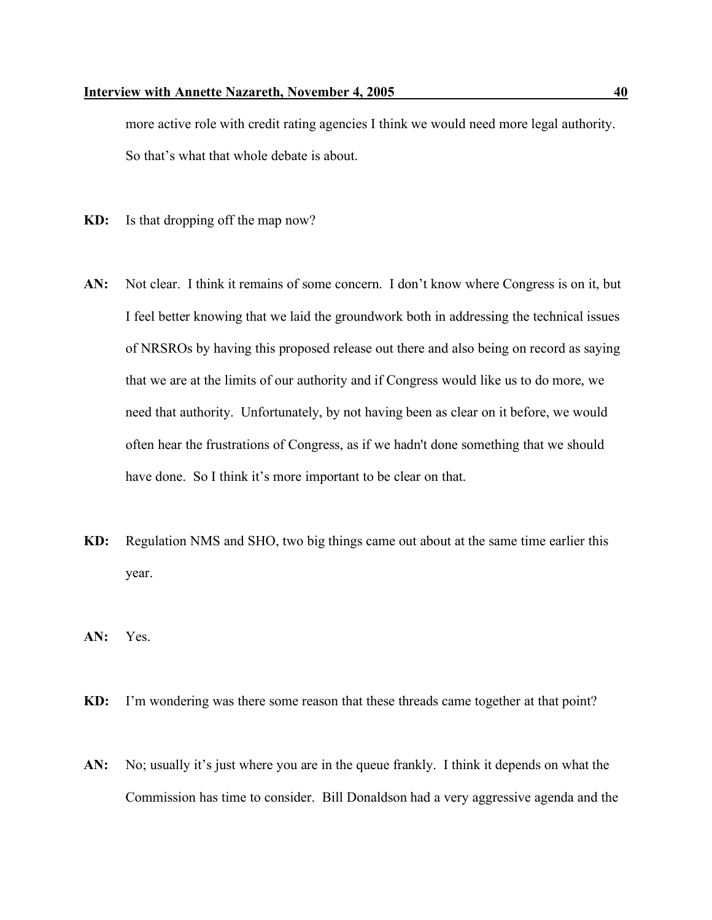more active role with credit rating agencies I think we would need more legal authority. So that's what that whole debate is about.

**KD:** Is that dropping off the map now?

**AN:** Not clear. I think it remains of some concern. I don't know where Congress is on it, but I feel better knowing that we laid the groundwork both in addressing the technical issues of NRSROs by having this proposed release out there and also being on record as saying that we are at the limits of our authority and if Congress would like us to do more, we need that authority. Unfortunately, by not having been as clear on it before, we would often hear the frustrations of Congress, as if we hadn't done something that we should have done. So I think it's more important to be clear on that.

**KD:** Regulation NMS and SHO, two big things came out about at the same time earlier this year.

**AN:** Yes.

**KD:** I'm wondering was there some reason that these threads came together at that point?

**AN:** No; usually it's just where you are in the queue frankly. I think it depends on what the Commission has time to consider. Bill Donaldson had a very aggressive agenda and the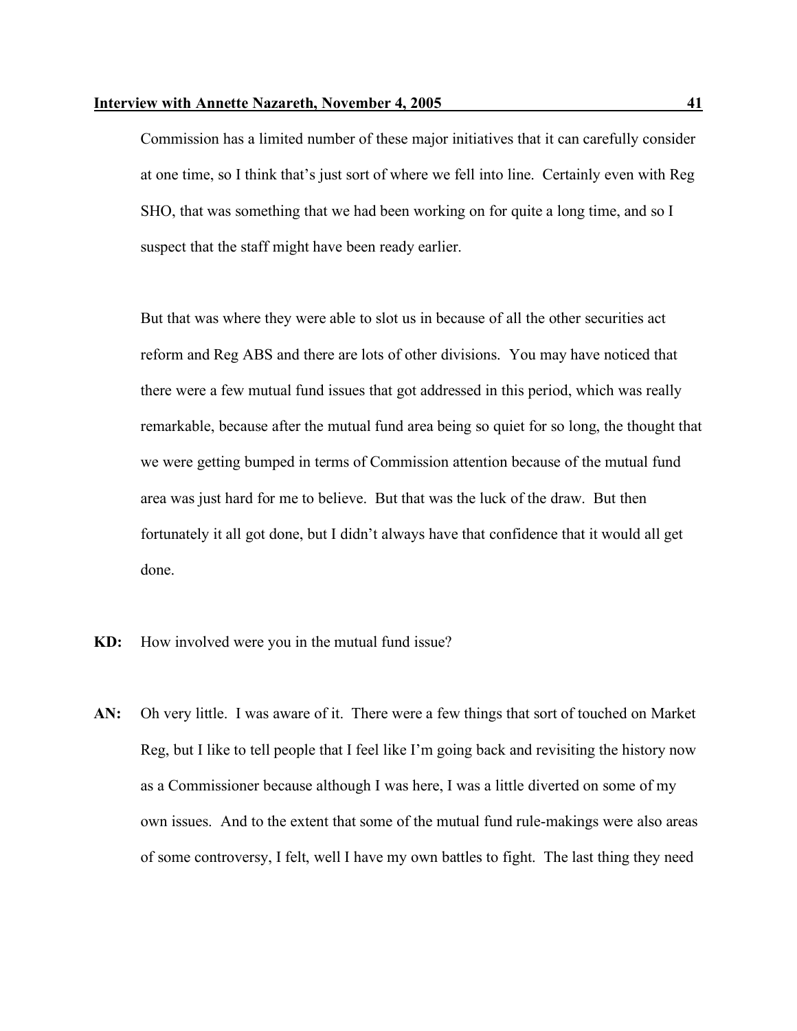Commission has a limited number of these major initiatives that it can carefully consider at one time, so I think that's just sort of where we fell into line. Certainly even with Reg SHO, that was something that we had been working on for quite a long time, and so I suspect that the staff might have been ready earlier.

But that was where they were able to slot us in because of all the other securities act reform and Reg ABS and there are lots of other divisions. You may have noticed that there were a few mutual fund issues that got addressed in this period, which was really remarkable, because after the mutual fund area being so quiet for so long, the thought that we were getting bumped in terms of Commission attention because of the mutual fund area was just hard for me to believe. But that was the luck of the draw. But then fortunately it all got done, but I didn't always have that confidence that it would all get done.

**KD:** How involved were you in the mutual fund issue?

**AN:** Oh very little. I was aware of it. There were a few things that sort of touched on Market Reg, but I like to tell people that I feel like I'm going back and revisiting the history now as a Commissioner because although I was here, I was a little diverted on some of my own issues. And to the extent that some of the mutual fund rule-makings were also areas of some controversy, I felt, well I have my own battles to fight. The last thing they need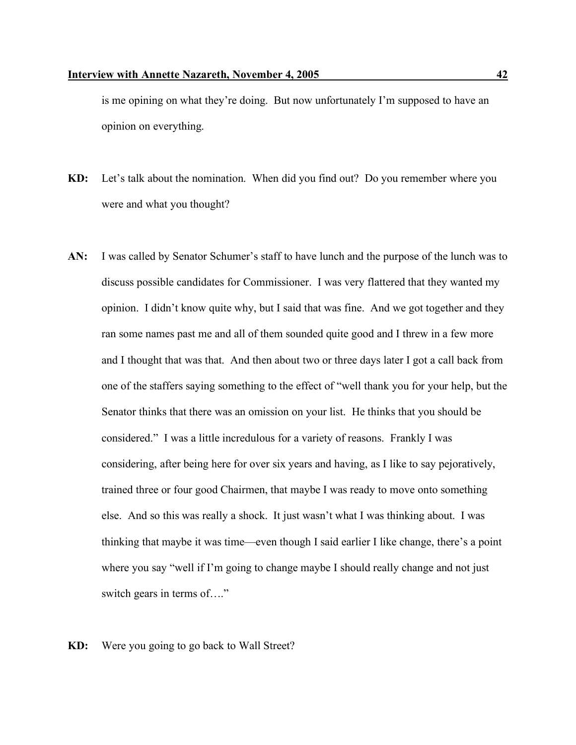is me opining on what they're doing. But now unfortunately I'm supposed to have an opinion on everything.

**KD:** Let's talk about the nomination. When did you find out? Do you remember where you were and what you thought?

**AN:** I was called by Senator Schumer's staff to have lunch and the purpose of the lunch was to discuss possible candidates for Commissioner. I was very flattered that they wanted my opinion. I didn't know quite why, but I said that was fine. And we got together and they ran some names past me and all of them sounded quite good and I threw in a few more and I thought that was that. And then about two or three days later I got a call back from one of the staffers saying something to the effect of "well thank you for your help, but the Senator thinks that there was an omission on your list. He thinks that you should be considered." I was a little incredulous for a variety of reasons. Frankly I was considering, after being here for over six years and having, as I like to say pejoratively, trained three or four good Chairmen, that maybe I was ready to move onto something else. And so this was really a shock. It just wasn't what I was thinking about. I was thinking that maybe it was time—even though I said earlier I like change, there's a point where you say "well if I'm going to change maybe I should really change and not just switch gears in terms of…."

**KD:** Were you going to go back to Wall Street?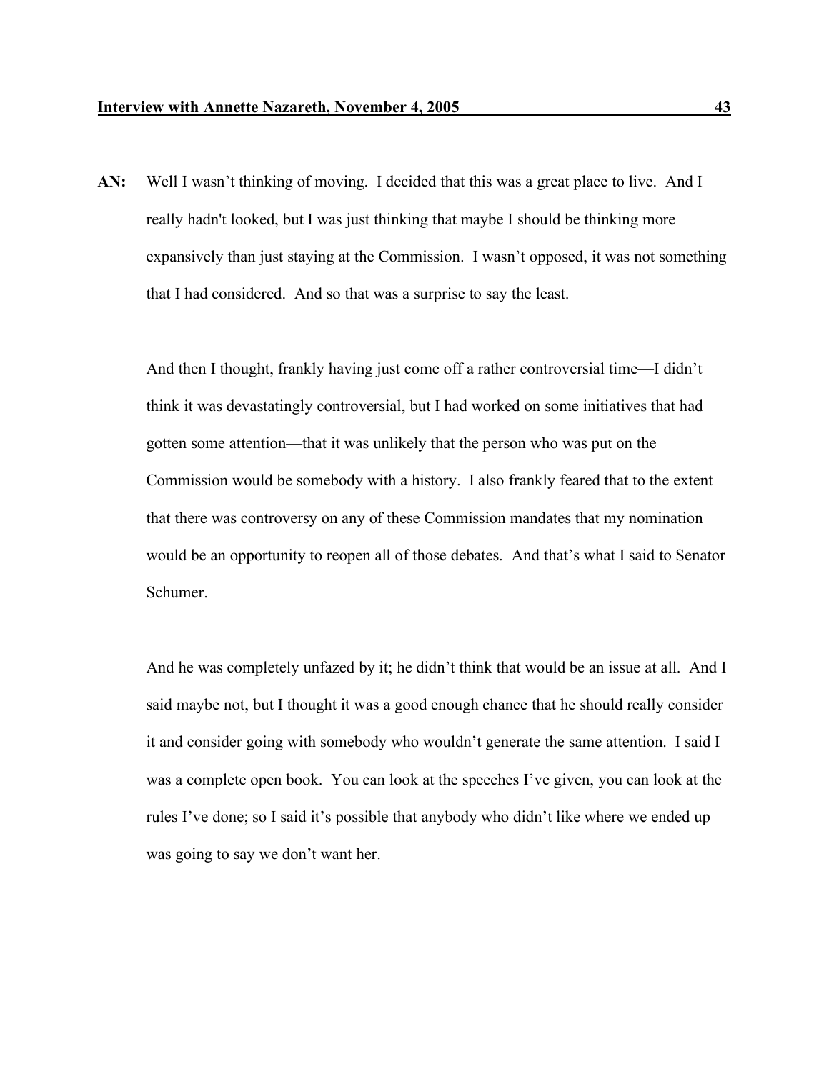**AN:** Well I wasn’t thinking of moving. I decided that this was a great place to live. And I really hadn't looked, but I was just thinking that maybe I should be thinking more expansively than just staying at the Commission. I wasn’t opposed, it was not something that I had considered. And so that was a surprise to say the least.

And then I thought, frankly having just come off a rather controversial time—I didn’t think it was devastatingly controversial, but I had worked on some initiatives that had gotten some attention—that it was unlikely that the person who was put on the Commission would be somebody with a history. I also frankly feared that to the extent that there was controversy on any of these Commission mandates that my nomination would be an opportunity to reopen all of those debates. And that’s what I said to Senator Schumer.

And he was completely unfazed by it; he didn’t think that would be an issue at all. And I said maybe not, but I thought it was a good enough chance that he should really consider it and consider going with somebody who wouldn’t generate the same attention. I said I was a complete open book. You can look at the speeches I’ve given, you can look at the rules I’ve done; so I said it’s possible that anybody who didn’t like where we ended up was going to say we don’t want her.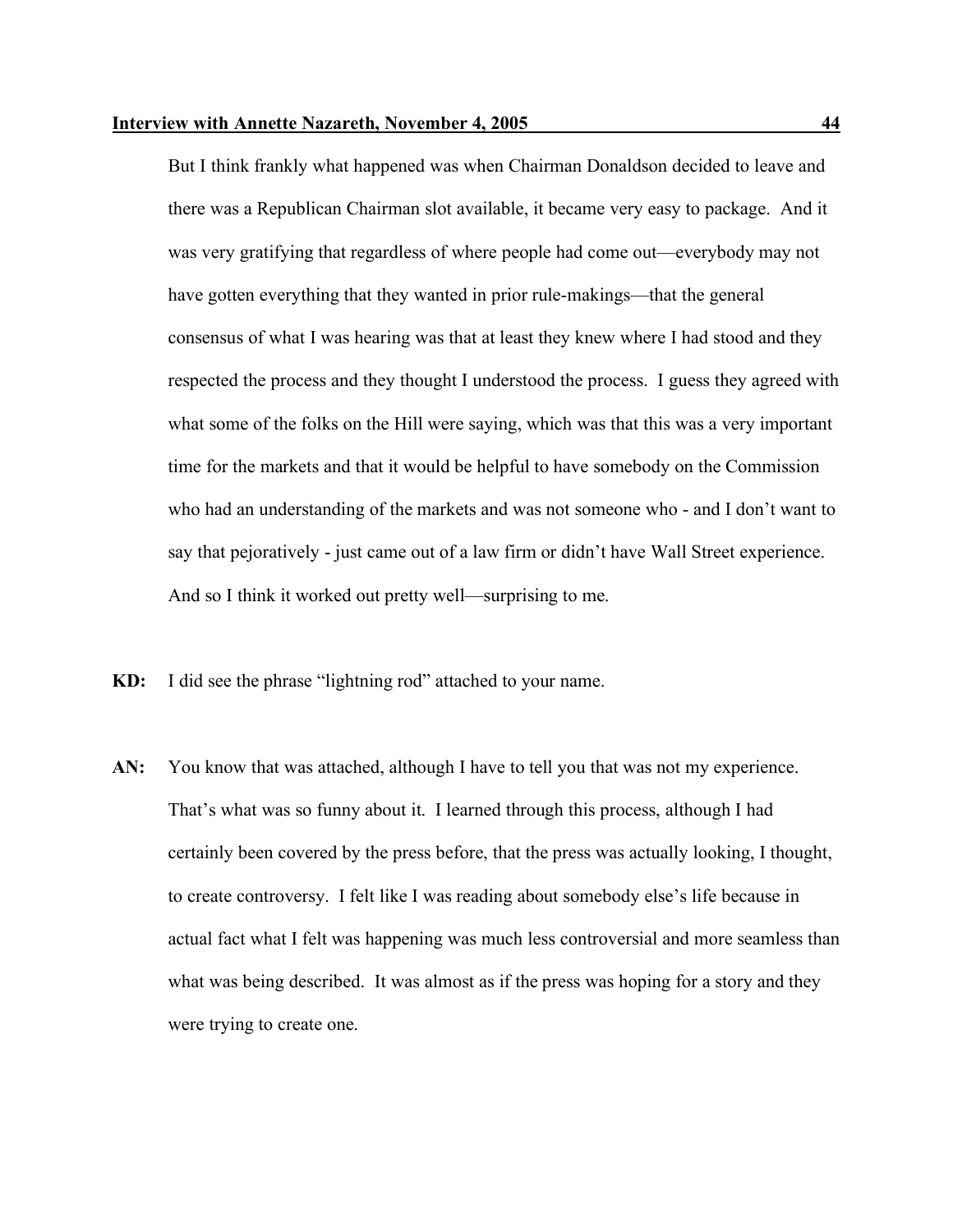But I think frankly what happened was when Chairman Donaldson decided to leave and there was a Republican Chairman slot available, it became very easy to package. And it was very gratifying that regardless of where people had come out—everybody may not have gotten everything that they wanted in prior rule-makings—that the general consensus of what I was hearing was that at least they knew where I had stood and they respected the process and they thought I understood the process. I guess they agreed with what some of the folks on the Hill were saying, which was that this was a very important time for the markets and that it would be helpful to have somebody on the Commission who had an understanding of the markets and was not someone who - and I don't want to say that pejoratively - just came out of a law firm or didn't have Wall Street experience. And so I think it worked out pretty well—surprising to me.

**KD:** I did see the phrase "lightning rod" attached to your name.

**AN:** You know that was attached, although I have to tell you that was not my experience. That's what was so funny about it. I learned through this process, although I had certainly been covered by the press before, that the press was actually looking, I thought, to create controversy. I felt like I was reading about somebody else's life because in actual fact what I felt was happening was much less controversial and more seamless than what was being described. It was almost as if the press was hoping for a story and they were trying to create one.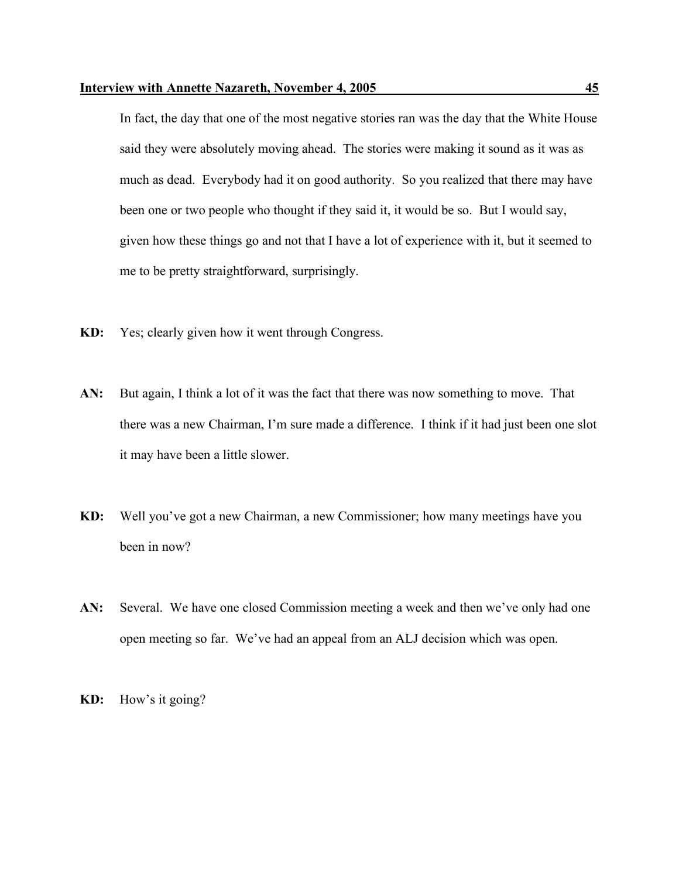In fact, the day that one of the most negative stories ran was the day that the White House said they were absolutely moving ahead. The stories were making it sound as it was as much as dead. Everybody had it on good authority. So you realized that there may have been one or two people who thought if they said it, it would be so. But I would say, given how these things go and not that I have a lot of experience with it, but it seemed to me to be pretty straightforward, surprisingly.

**KD:** Yes; clearly given how it went through Congress.

**AN:** But again, I think a lot of it was the fact that there was now something to move. That there was a new Chairman, I'm sure made a difference. I think if it had just been one slot it may have been a little slower.

**KD:** Well you've got a new Chairman, a new Commissioner; how many meetings have you been in now?

**AN:** Several. We have one closed Commission meeting a week and then we've only had one open meeting so far. We've had an appeal from an ALJ decision which was open.

**KD:** How's it going?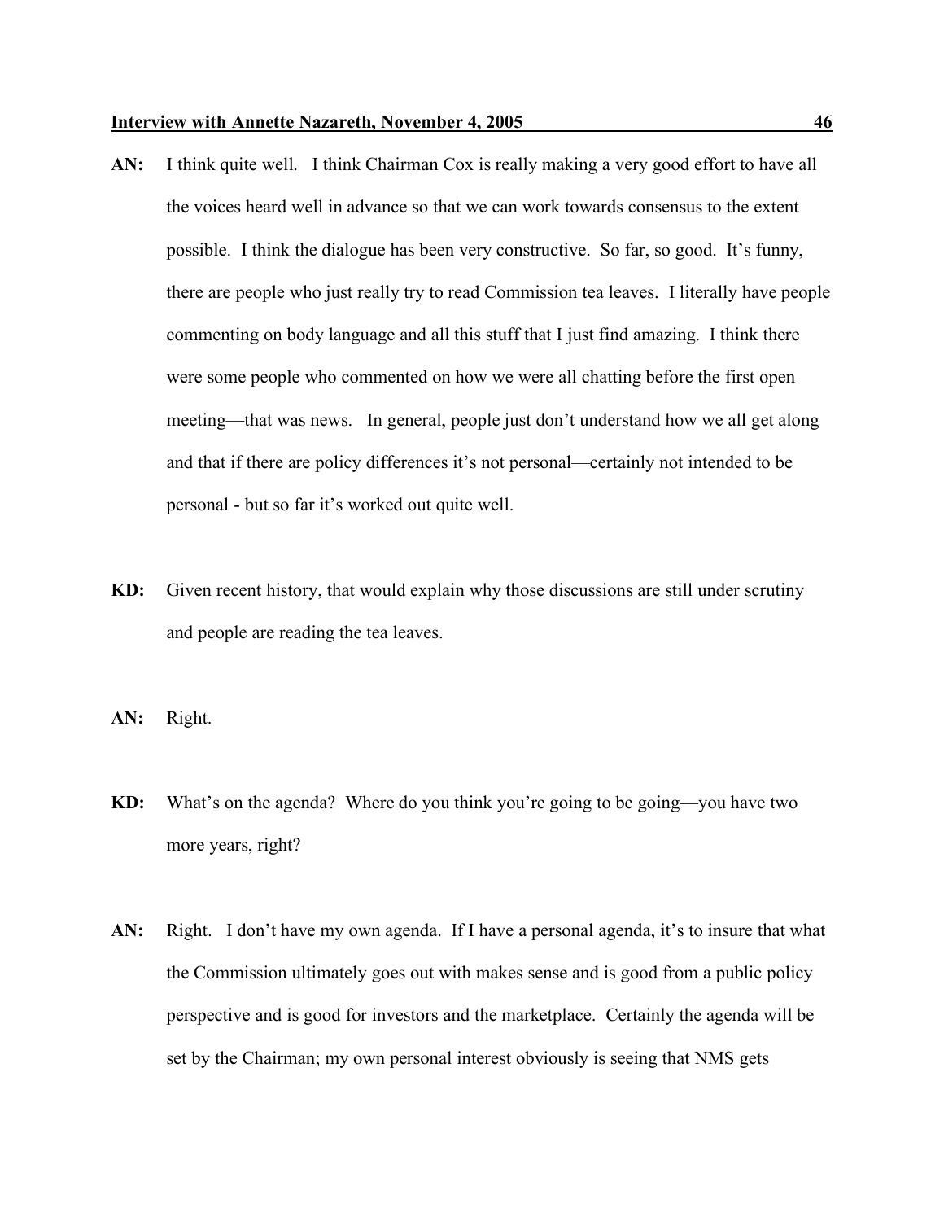**AN:** I think quite well. I think Chairman Cox is really making a very good effort to have all the voices heard well in advance so that we can work towards consensus to the extent possible. I think the dialogue has been very constructive. So far, so good. It's funny, there are people who just really try to read Commission tea leaves. I literally have people commenting on body language and all this stuff that I just find amazing. I think there were some people who commented on how we were all chatting before the first open meeting—that was news. In general, people just don't understand how we all get along and that if there are policy differences it's not personal—certainly not intended to be personal - but so far it's worked out quite well.

**KD:** Given recent history, that would explain why those discussions are still under scrutiny and people are reading the tea leaves.

**AN:** Right.

**KD:** What's on the agenda? Where do you think you're going to be going—you have two more years, right?

**AN:** Right. I don't have my own agenda. If I have a personal agenda, it's to insure that what the Commission ultimately goes out with makes sense and is good from a public policy perspective and is good for investors and the marketplace. Certainly the agenda will be set by the Chairman; my own personal interest obviously is seeing that NMS gets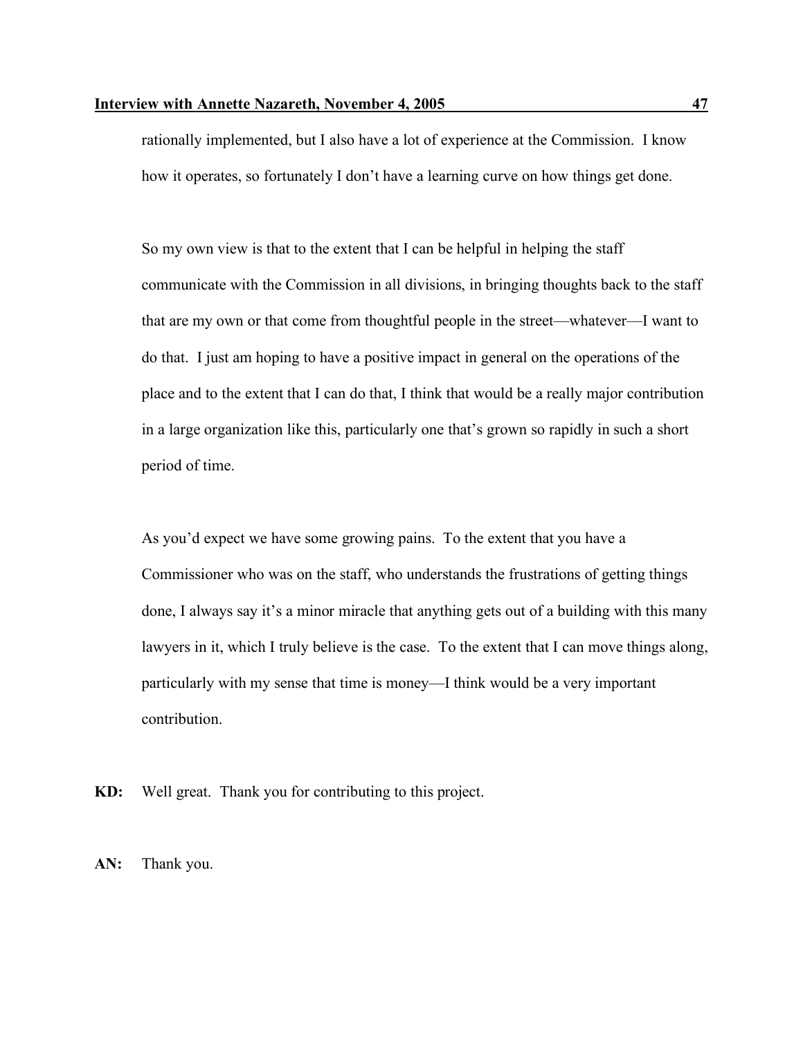rationally implemented, but I also have a lot of experience at the Commission. I know how it operates, so fortunately I don't have a learning curve on how things get done.

So my own view is that to the extent that I can be helpful in helping the staff communicate with the Commission in all divisions, in bringing thoughts back to the staff that are my own or that come from thoughtful people in the street—whatever—I want to do that. I just am hoping to have a positive impact in general on the operations of the place and to the extent that I can do that, I think that would be a really major contribution in a large organization like this, particularly one that's grown so rapidly in such a short period of time.

As you'd expect we have some growing pains. To the extent that you have a Commissioner who was on the staff, who understands the frustrations of getting things done, I always say it's a minor miracle that anything gets out of a building with this many lawyers in it, which I truly believe is the case. To the extent that I can move things along, particularly with my sense that time is money—I think would be a very important contribution.

**KD:** Well great. Thank you for contributing to this project.

**AN:** Thank you.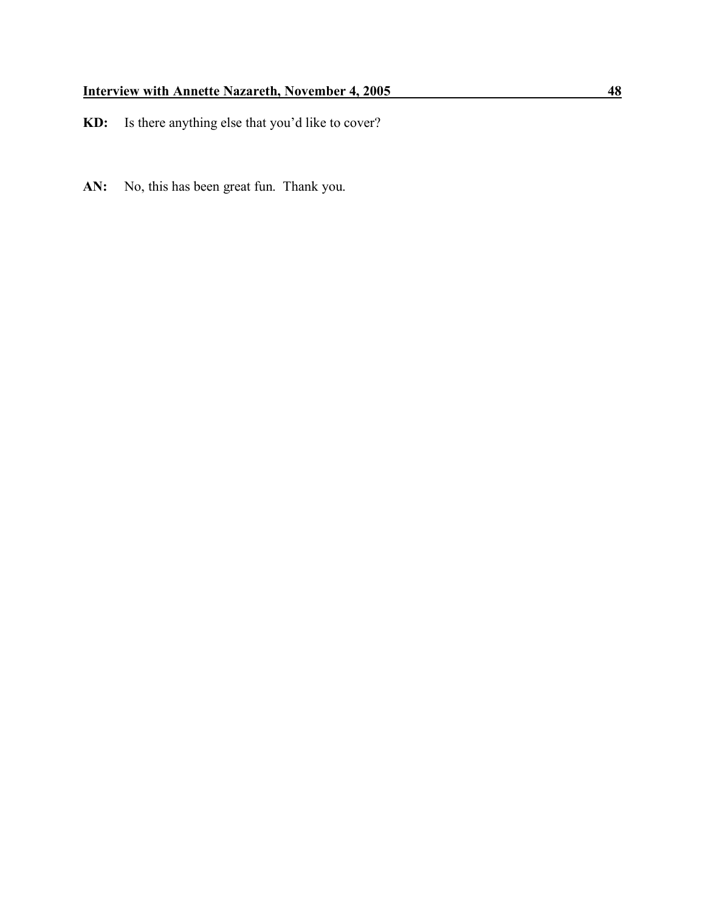**KD:** Is there anything else that you'd like to cover?

**AN:** No, this has been great fun. Thank you.